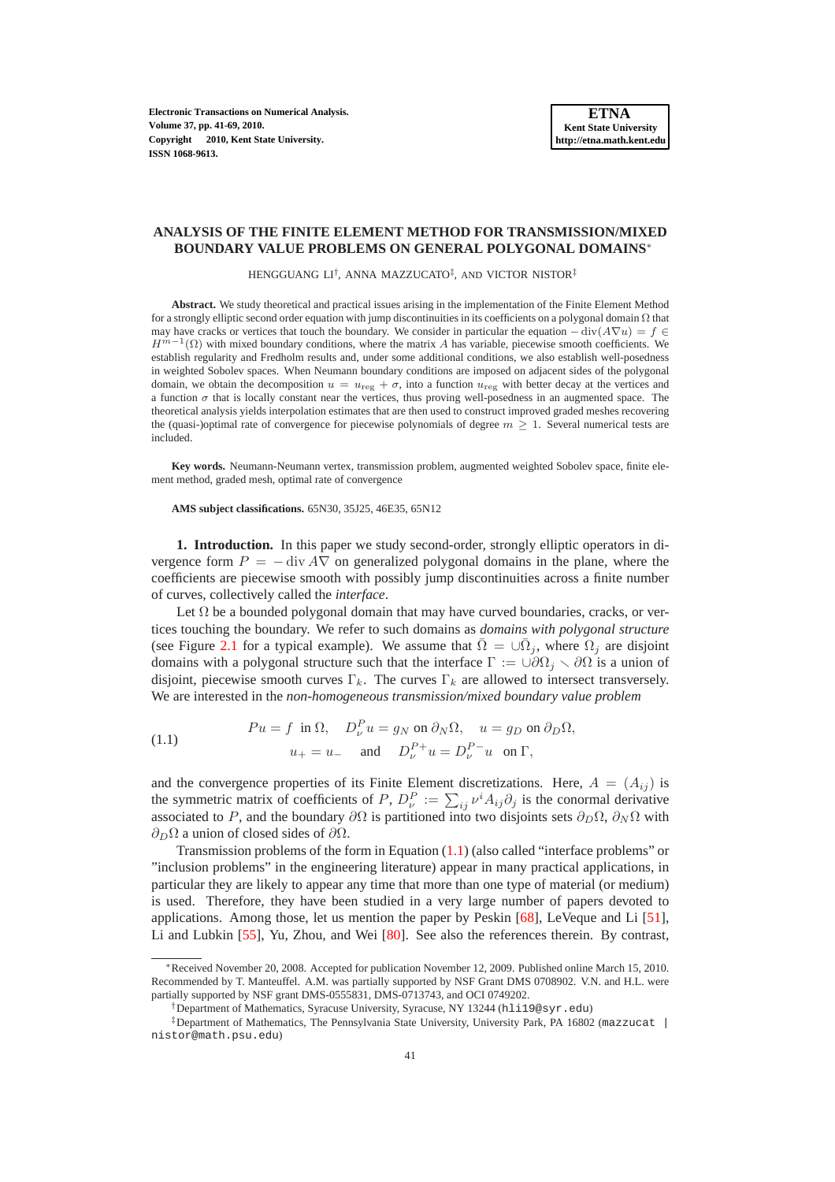# ANALYSIS OF THE FINITE ELEMENT METHOD FOR TRANSMISSION/MIXED BOUNDARY VALUE PROBLEMS ON GENERAL POLYGONAL DOMAINS*

HENGGUANG LI†, ANNA MAZZUCATO‡, AND VICTOR NISTOR‡

**Abstract.** We study theoretical and practical issues arising in the implementation of the Finite Element Method for a strongly elliptic second order equation with jump discontinuities in its coefficients on a polygonal domain $\Omega$ that may have cracks or vertices that touch the boundary. We consider in particular the equation $-\operatorname{div}(A\nabla u) = f \in H^{m-1}(\Omega)$ with mixed boundary conditions, where the matrix $A$ has variable, piecewise smooth coefficients. We establish regularity and Fredholm results and, under some additional conditions, we also establish well-posedness in weighted Sobolev spaces. When Neumann boundary conditions are imposed on adjacent sides of the polygonal domain, we obtain the decomposition $u = u_{\mathrm{reg}} + \sigma$, into a function $u_{\mathrm{reg}}$ with better decay at the vertices and a function $\sigma$ that is locally constant near the vertices, thus proving well-posedness in an augmented space. The theoretical analysis yields interpolation estimates that are then used to construct improved graded meshes recovering the (quasi-)optimal rate of convergence for piecewise polynomials of degree $m \geq 1$. Several numerical tests are included.

**Key words.** Neumann-Neumann vertex, transmission problem, augmented weighted Sobolev space, finite element method, graded mesh, optimal rate of convergence

**AMS subject classifications.** 65N30, 35J25, 46E35, 65N12

**1. Introduction.** In this paper we study second-order, strongly elliptic operators in divergence form $P = -\operatorname{div} A\nabla$ on generalized polygonal domains in the plane, where the coefficients are piecewise smooth with possibly jump discontinuities across a finite number of curves, collectively called the *interface*.

Let $\Omega$ be a bounded polygonal domain that may have curved boundaries, cracks, or vertices touching the boundary. We refer to such domains as *domains with polygonal structure* (see Figure 2.1 for a typical example). We assume that $\bar{\Omega} = \cup\bar{\Omega}_j$, where $\Omega_j$ are disjoint domains with a polygonal structure such that the interface $\Gamma := \cup\partial\Omega_j \smallsetminus \partial\Omega$ is a union of disjoint, piecewise smooth curves $\Gamma_k$. The curves $\Gamma_k$ are allowed to intersect transversely. We are interested in the *non-homogeneous transmission/mixed boundary value problem*

$$
\begin{aligned}
Pu = f \ \text{ in } \Omega, \quad D^P_\nu u = g_N \text{ on } \partial_N\Omega, \quad u = g_D \text{ on } \partial_D\Omega,\\
u_+ = u_- \quad \text{and} \quad D^{P+}_\nu u = D^{P-}_\nu u \ \text{ on } \Gamma,
\end{aligned}
\tag{1.1}
$$

and the convergence properties of its Finite Element discretizations. Here, $A = (A_{ij})$ is the symmetric matrix of coefficients of $P$, $D^P_\nu := \sum_{ij} \nu^i A_{ij}\partial_j$ is the conormal derivative associated to $P$, and the boundary $\partial\Omega$ is partitioned into two disjoints sets $\partial_D\Omega$, $\partial_N\Omega$ with $\partial_D\Omega$ a union of closed sides of $\partial\Omega$.

Transmission problems of the form in Equation (1.1) (also called "interface problems" or "inclusion problems" in the engineering literature) appear in many practical applications, in particular they are likely to appear any time that more than one type of material (or medium) is used. Therefore, they have been studied in a very large number of papers devoted to applications. Among those, let us mention the paper by Peskin [68], LeVeque and Li [51], Li and Lubkin [55], Yu, Zhou, and Wei [80]. See also the references therein. By contrast,

---

*Received November 20, 2008. Accepted for publication November 12, 2009. Published online March 15, 2010. Recommended by T. Manteuffel. A.M. was partially supported by NSF Grant DMS 0708902. V.N. and H.L. were partially supported by NSF grant DMS-0555831, DMS-0713743, and OCI 0749202.

†Department of Mathematics, Syracuse University, Syracuse, NY 13244 (hli19@syr.edu)

‡Department of Mathematics, The Pennsylvania State University, University Park, PA 16802 (mazzucat | nistor@math.psu.edu)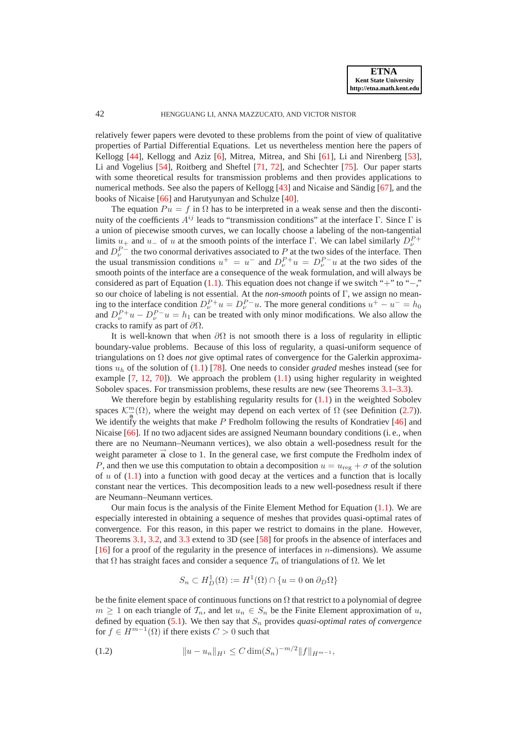relatively fewer papers were devoted to these problems from the point of view of qualitative properties of Partial Differential Equations. Let us nevertheless mention here the papers of Kellogg [44], Kellogg and Aziz [6], Mitrea, Mitrea, and Shi [61], Li and Nirenberg [53], Li and Vogelius [54], Roitberg and Sheftel [71, 72], and Schechter [75]. Our paper starts with some theoretical results for transmission problems and then provides applications to numerical methods. See also the papers of Kellogg [43] and Nicaise and Sändig [67], and the books of Nicaise [66] and Harutyunyan and Schulze [40].

The equation $Pu = f$ in $\Omega$ has to be interpreted in a weak sense and then the discontinuity of the coefficients $A^{ij}$ leads to "transmission conditions" at the interface $\Gamma$. Since $\Gamma$ is a union of piecewise smooth curves, we can locally choose a labeling of the non-tangential limits $u_+$ and $u_-$ of $u$ at the smooth points of the interface $\Gamma$. We can label similarly $D_\nu^{P+}$ and $D_\nu^{P-}$ the two conormal derivatives associated to $P$ at the two sides of the interface. Then the usual transmission conditions $u^+ = u^-$ and $D_\nu^{P+}u = D_\nu^{P-}u$ at the two sides of the smooth points of the interface are a consequence of the weak formulation, and will always be considered as part of Equation (1.1). This equation does not change if we switch "$+$" to "$-$," so our choice of labeling is not essential. At the *non-smooth* points of $\Gamma$, we assign no meaning to the interface condition $D_\nu^{P+}u = D_\nu^{P-}u$. The more general conditions $u^+ - u^- = h_0$ and $D_\nu^{P+}u - D_\nu^{P-}u = h_1$ can be treated with only minor modifications. We also allow the cracks to ramify as part of $\partial\Omega$.

It is well-known that when $\partial\Omega$ is not smooth there is a loss of regularity in elliptic boundary-value problems. Because of this loss of regularity, a quasi-uniform sequence of triangulations on $\Omega$ does *not* give optimal rates of convergence for the Galerkin approximations $u_h$ of the solution of (1.1) [78]. One needs to consider *graded* meshes instead (see for example [7, 12, 70]). We approach the problem (1.1) using higher regularity in weighted Sobolev spaces. For transmission problems, these results are new (see Theorems 3.1–3.3).

We therefore begin by establishing regularity results for (1.1) in the weighted Sobolev spaces $\mathcal{K}_{\vec{a}}^m(\Omega)$, where the weight may depend on each vertex of $\Omega$ (see Definition (2.7)). We identify the weights that make $P$ Fredholm following the results of Kondratiev [46] and Nicaise [66]. If no two adjacent sides are assigned Neumann boundary conditions (i. e., when there are no Neumann–Neumann vertices), we also obtain a well-posedness result for the weight parameter $\vec{a}$ close to 1. In the general case, we first compute the Fredholm index of $P$, and then we use this computation to obtain a decomposition $u = u_{\text{reg}} + \sigma$ of the solution of $u$ of (1.1) into a function with good decay at the vertices and a function that is locally constant near the vertices. This decomposition leads to a new well-posedness result if there are Neumann–Neumann vertices.

Our main focus is the analysis of the Finite Element Method for Equation (1.1). We are especially interested in obtaining a sequence of meshes that provides quasi-optimal rates of convergence. For this reason, in this paper we restrict to domains in the plane. However, Theorems 3.1, 3.2, and 3.3 extend to 3D (see [58] for proofs in the absence of interfaces and [16] for a proof of the regularity in the presence of interfaces in $n$-dimensions). We assume that $\Omega$ has straight faces and consider a sequence $\mathcal{T}_n$ of triangulations of $\Omega$. We let

$$S_n \subset H_D^1(\Omega) := H^1(\Omega) \cap \{u = 0 \text{ on } \partial_D\Omega\}$$

be the finite element space of continuous functions on $\Omega$ that restrict to a polynomial of degree $m \geq 1$ on each triangle of $\mathcal{T}_n$, and let $u_n \in S_n$ be the Finite Element approximation of $u$, defined by equation (5.1). We then say that $S_n$ provides *quasi-optimal rates of convergence* for $f \in H^{m-1}(\Omega)$ if there exists $C > 0$ such that

$$\|u - u_n\|_{H^1} \leq C \dim(S_n)^{-m/2} \|f\|_{H^{m-1}}, \tag{1.2}$$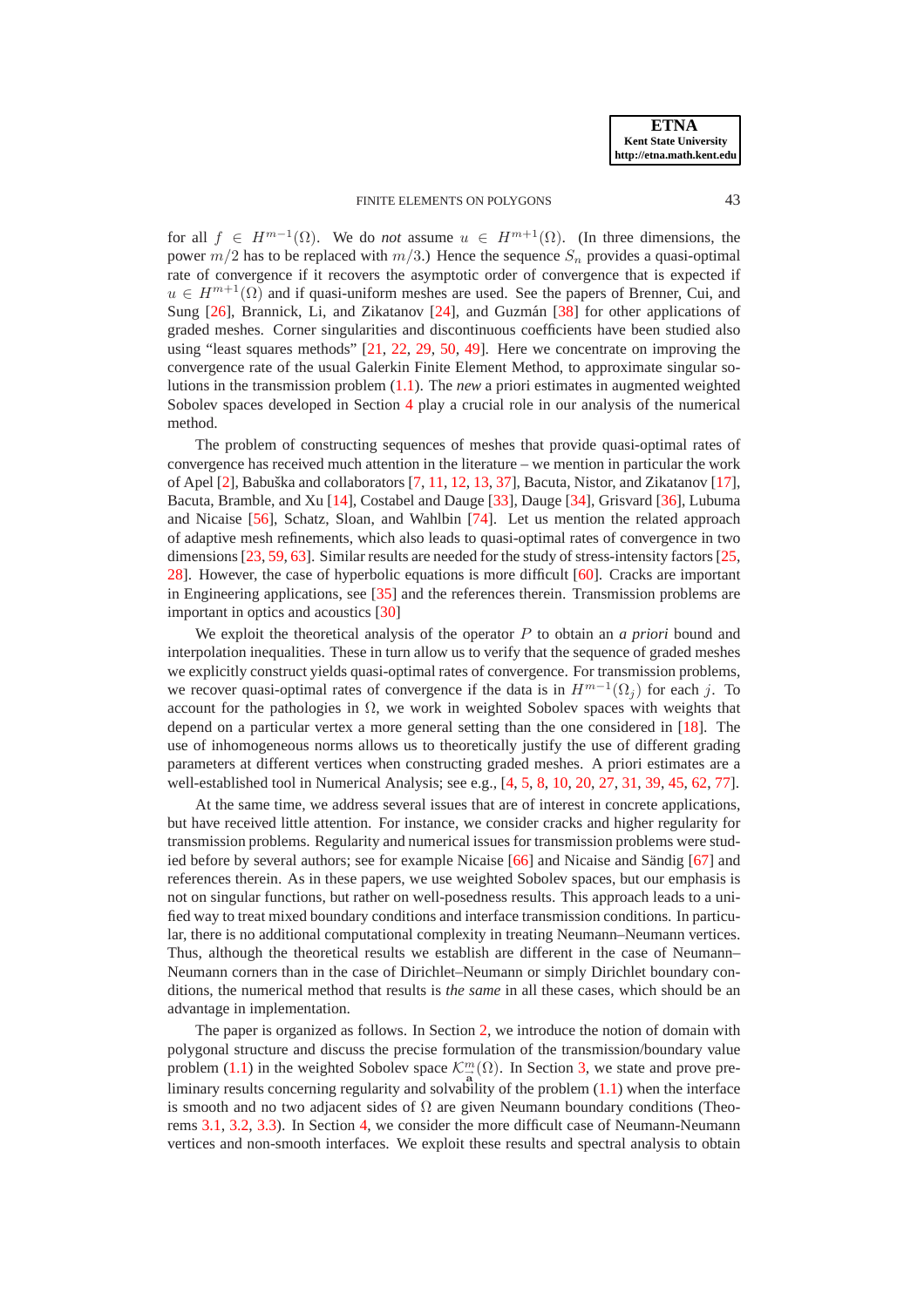for all $f \in H^{m-1}(\Omega)$. We do *not* assume $u \in H^{m+1}(\Omega)$. (In three dimensions, the power $m/2$ has to be replaced with $m/3$.) Hence the sequence $S_n$ provides a quasi-optimal rate of convergence if it recovers the asymptotic order of convergence that is expected if $u \in H^{m+1}(\Omega)$ and if quasi-uniform meshes are used. See the papers of Brenner, Cui, and Sung [26], Brannick, Li, and Zikatanov [24], and Guzmán [38] for other applications of graded meshes. Corner singularities and discontinuous coefficients have been studied also using "least squares methods" [21, 22, 29, 50, 49]. Here we concentrate on improving the convergence rate of the usual Galerkin Finite Element Method, to approximate singular solutions in the transmission problem (1.1). The *new* a priori estimates in augmented weighted Sobolev spaces developed in Section 4 play a crucial role in our analysis of the numerical method.

The problem of constructing sequences of meshes that provide quasi-optimal rates of convergence has received much attention in the literature – we mention in particular the work of Apel [2], Babuška and collaborators [7, 11, 12, 13, 37], Bacuta, Nistor, and Zikatanov [17], Bacuta, Bramble, and Xu [14], Costabel and Dauge [33], Dauge [34], Grisvard [36], Lubuma and Nicaise [56], Schatz, Sloan, and Wahlbin [74]. Let us mention the related approach of adaptive mesh refinements, which also leads to quasi-optimal rates of convergence in two dimensions [23, 59, 63]. Similar results are needed for the study of stress-intensity factors [25, 28]. However, the case of hyperbolic equations is more difficult [60]. Cracks are important in Engineering applications, see [35] and the references therein. Transmission problems are important in optics and acoustics [30]

We exploit the theoretical analysis of the operator $P$ to obtain an *a priori* bound and interpolation inequalities. These in turn allow us to verify that the sequence of graded meshes we explicitly construct yields quasi-optimal rates of convergence. For transmission problems, we recover quasi-optimal rates of convergence if the data is in $H^{m-1}(\Omega_j)$ for each $j$. To account for the pathologies in $\Omega$, we work in weighted Sobolev spaces with weights that depend on a particular vertex a more general setting than the one considered in [18]. The use of inhomogeneous norms allows us to theoretically justify the use of different grading parameters at different vertices when constructing graded meshes. A priori estimates are a well-established tool in Numerical Analysis; see e.g., [4, 5, 8, 10, 20, 27, 31, 39, 45, 62, 77].

At the same time, we address several issues that are of interest in concrete applications, but have received little attention. For instance, we consider cracks and higher regularity for transmission problems. Regularity and numerical issues for transmission problems were studied before by several authors; see for example Nicaise [66] and Nicaise and Sändig [67] and references therein. As in these papers, we use weighted Sobolev spaces, but our emphasis is not on singular functions, but rather on well-posedness results. This approach leads to a unified way to treat mixed boundary conditions and interface transmission conditions. In particular, there is no additional computational complexity in treating Neumann–Neumann vertices. Thus, although the theoretical results we establish are different in the case of Neumann–Neumann corners than in the case of Dirichlet–Neumann or simply Dirichlet boundary conditions, the numerical method that results is *the same* in all these cases, which should be an advantage in implementation.

The paper is organized as follows. In Section 2, we introduce the notion of domain with polygonal structure and discuss the precise formulation of the transmission/boundary value problem (1.1) in the weighted Sobolev space $\mathcal{K}^m_{\vec{\mathbf{a}}}(\Omega)$. In Section 3, we state and prove preliminary results concerning regularity and solvability of the problem (1.1) when the interface is smooth and no two adjacent sides of $\Omega$ are given Neumann boundary conditions (Theorems 3.1, 3.2, 3.3). In Section 4, we consider the more difficult case of Neumann-Neumann vertices and non-smooth interfaces. We exploit these results and spectral analysis to obtain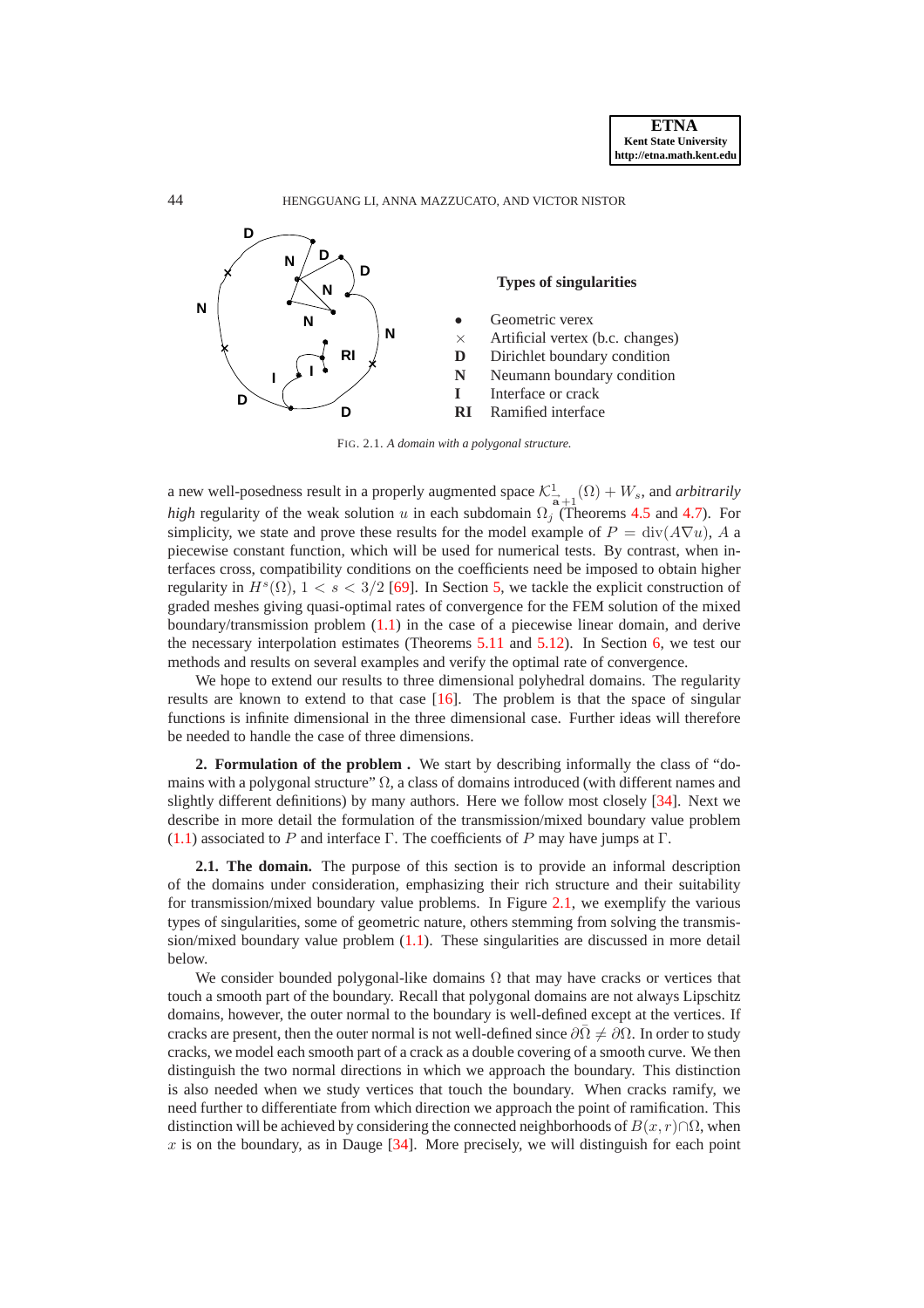**Types of singularities**

- $\bullet$ Geometric verex
- $\times$ Artificial vertex (b.c. changes)
- **D** Dirichlet boundary condition
- **N** Neumann boundary condition
- **I** Interface or crack
- **RI** Ramified interface

FIG. 2.1. *A domain with a polygonal structure.*

a new well-posedness result in a properly augmented space $\mathcal{K}^1_{\vec{\mathbf{a}}+1}(\Omega) + W_s$, and *arbitrarily high* regularity of the weak solution $u$ in each subdomain $\Omega_j$ (Theorems 4.5 and 4.7). For simplicity, we state and prove these results for the model example of $P = \operatorname{div}(A\nabla u)$, $A$ a piecewise constant function, which will be used for numerical tests. By contrast, when interfaces cross, compatibility conditions on the coefficients need be imposed to obtain higher regularity in $H^s(\Omega)$, $1 < s < 3/2$ [69]. In Section 5, we tackle the explicit construction of graded meshes giving quasi-optimal rates of convergence for the FEM solution of the mixed boundary/transmission problem (1.1) in the case of a piecewise linear domain, and derive the necessary interpolation estimates (Theorems 5.11 and 5.12). In Section 6, we test our methods and results on several examples and verify the optimal rate of convergence.

We hope to extend our results to three dimensional polyhedral domains. The regularity results are known to extend to that case [16]. The problem is that the space of singular functions is infinite dimensional in the three dimensional case. Further ideas will therefore be needed to handle the case of three dimensions.

## 2. Formulation of the problem .

We start by describing informally the class of "domains with a polygonal structure" $\Omega$, a class of domains introduced (with different names and slightly different definitions) by many authors. Here we follow most closely [34]. Next we describe in more detail the formulation of the transmission/mixed boundary value problem (1.1) associated to $P$ and interface $\Gamma$. The coefficients of $P$ may have jumps at $\Gamma$.

### 2.1. The domain.

The purpose of this section is to provide an informal description of the domains under consideration, emphasizing their rich structure and their suitability for transmission/mixed boundary value problems. In Figure 2.1, we exemplify the various types of singularities, some of geometric nature, others stemming from solving the transmission/mixed boundary value problem (1.1). These singularities are discussed in more detail below.

We consider bounded polygonal-like domains $\Omega$ that may have cracks or vertices that touch a smooth part of the boundary. Recall that polygonal domains are not always Lipschitz domains, however, the outer normal to the boundary is well-defined except at the vertices. If cracks are present, then the outer normal is not well-defined since $\partial\bar{\Omega} \neq \partial\Omega$. In order to study cracks, we model each smooth part of a crack as a double covering of a smooth curve. We then distinguish the two normal directions in which we approach the boundary. This distinction is also needed when we study vertices that touch the boundary. When cracks ramify, we need further to differentiate from which direction we approach the point of ramification. This distinction will be achieved by considering the connected neighborhoods of $B(x, r) \cap \Omega$, when $x$ is on the boundary, as in Dauge [34]. More precisely, we will distinguish for each point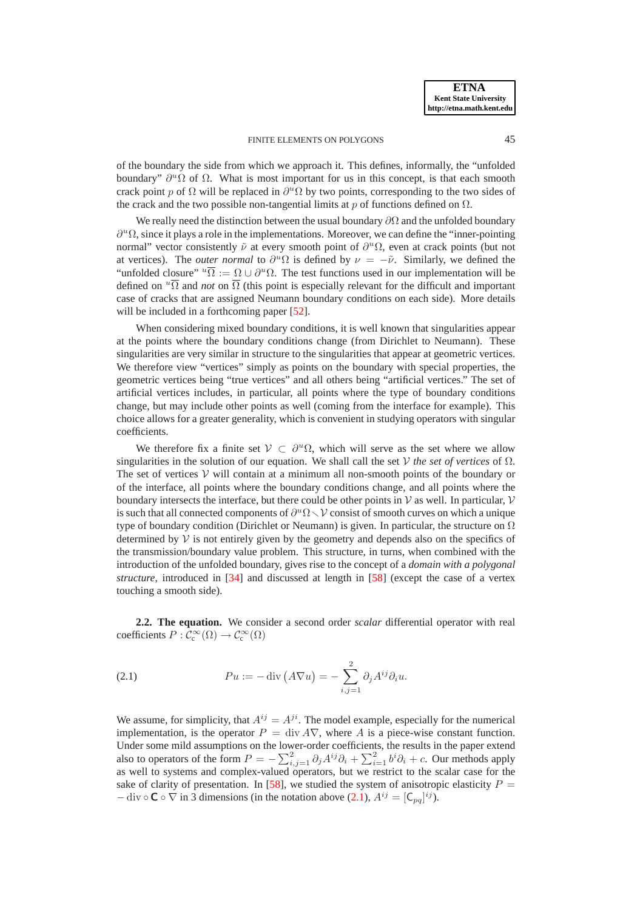of the boundary the side from which we approach it. This defines, informally, the "unfolded boundary" $\partial^u\Omega$ of $\Omega$. What is most important for us in this concept, is that each smooth crack point $p$ of $\Omega$ will be replaced in $\partial^u\Omega$ by two points, corresponding to the two sides of the crack and the two possible non-tangential limits at $p$ of functions defined on $\Omega$.

We really need the distinction between the usual boundary $\partial\Omega$ and the unfolded boundary $\partial^u\Omega$, since it plays a role in the implementations. Moreover, we can define the "inner-pointing normal" vector consistently $\tilde{\nu}$ at every smooth point of $\partial^u\Omega$, even at crack points (but not at vertices). The *outer normal* to $\partial^u\Omega$ is defined by $\nu = -\tilde{\nu}$. Similarly, we defined the "unfolded closure" ${}^u\overline{\Omega} := \Omega \cup \partial^u\Omega$. The test functions used in our implementation will be defined on ${}^u\overline{\Omega}$ and *not* on $\overline{\Omega}$ (this point is especially relevant for the difficult and important case of cracks that are assigned Neumann boundary conditions on each side). More details will be included in a forthcoming paper [52].

When considering mixed boundary conditions, it is well known that singularities appear at the points where the boundary conditions change (from Dirichlet to Neumann). These singularities are very similar in structure to the singularities that appear at geometric vertices. We therefore view "vertices" simply as points on the boundary with special properties, the geometric vertices being "true vertices" and all others being "artificial vertices." The set of artificial vertices includes, in particular, all points where the type of boundary conditions change, but may include other points as well (coming from the interface for example). This choice allows for a greater generality, which is convenient in studying operators with singular coefficients.

We therefore fix a finite set $\mathcal{V} \subset \partial^u\Omega$, which will serve as the set where we allow singularities in the solution of our equation. We shall call the set $\mathcal{V}$ *the set of vertices* of $\Omega$. The set of vertices $\mathcal{V}$ will contain at a minimum all non-smooth points of the boundary or of the interface, all points where the boundary conditions change, and all points where the boundary intersects the interface, but there could be other points in $\mathcal{V}$ as well. In particular, $\mathcal{V}$ is such that all connected components of $\partial^u\Omega \smallsetminus \mathcal{V}$ consist of smooth curves on which a unique type of boundary condition (Dirichlet or Neumann) is given. In particular, the structure on $\Omega$ determined by $\mathcal{V}$ is not entirely given by the geometry and depends also on the specifics of the transmission/boundary value problem. This structure, in turns, when combined with the introduction of the unfolded boundary, gives rise to the concept of a *domain with a polygonal structure*, introduced in [34] and discussed at length in [58] (except the case of a vertex touching a smooth side).

**2.2. The equation.** We consider a second order *scalar* differential operator with real coefficients $P : \mathcal{C}_c^\infty(\Omega) \to \mathcal{C}_c^\infty(\Omega)$

$$Pu := -\operatorname{div}\big(A\nabla u\big) = -\sum_{i,j=1}^{2} \partial_j A^{ij} \partial_i u. \tag{2.1}$$

We assume, for simplicity, that $A^{ij} = A^{ji}$. The model example, especially for the numerical implementation, is the operator $P = \operatorname{div} A\nabla$, where $A$ is a piece-wise constant function. Under some mild assumptions on the lower-order coefficients, the results in the paper extend also to operators of the form $P = -\sum_{i,j=1}^{2} \partial_j A^{ij}\partial_i + \sum_{i=1}^{2} b^i\partial_i + c$. Our methods apply as well to systems and complex-valued operators, but we restrict to the scalar case for the sake of clarity of presentation. In [58], we studied the system of anisotropic elasticity $P = -\operatorname{div} \circ \mathbf{C} \circ \nabla$ in 3 dimensions (in the notation above (2.1), $A^{ij} = [\mathsf{C}_{pq}]^{ij}$).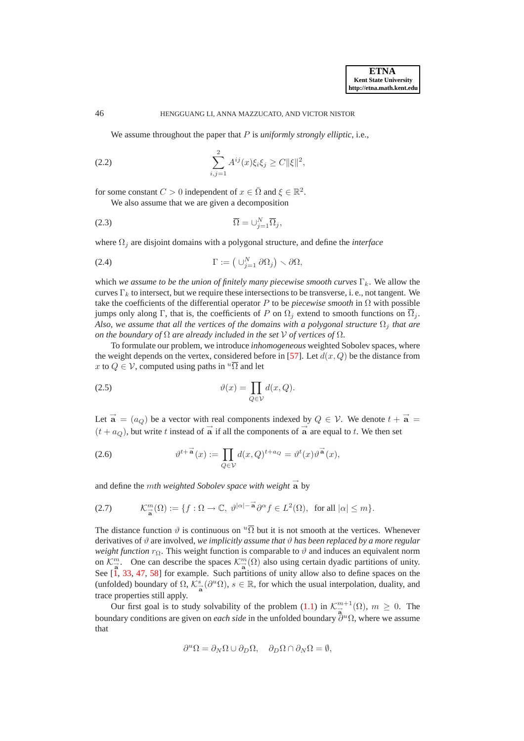We assume throughout the paper that $P$ is *uniformly strongly elliptic*, i.e.,

$$\sum_{i,j=1}^{2} A^{ij}(x)\xi_i\xi_j \geq C\|\xi\|^2, \tag{2.2}$$

for some constant $C > 0$ independent of $x \in \bar{\Omega}$ and $\xi \in \mathbb{R}^2$.

We also assume that we are given a decomposition

$$\overline{\Omega} = \cup_{j=1}^{N} \overline{\Omega}_j, \tag{2.3}$$

where $\Omega_j$ are disjoint domains with a polygonal structure, and define the *interface*

$$\Gamma := \big( \cup_{j=1}^{N} \partial\Omega_j \big) \smallsetminus \partial\Omega, \tag{2.4}$$

which *we assume to be the union of finitely many piecewise smooth curves* $\Gamma_k$. We allow the curves $\Gamma_k$ to intersect, but we require these intersections to be transverse, i. e., not tangent. We take the coefficients of the differential operator $P$ to be *piecewise smooth* in $\Omega$ with possible jumps only along $\Gamma$, that is, the coefficients of $P$ on $\Omega_j$ extend to smooth functions on $\overline{\Omega}_j$. *Also, we assume that all the vertices of the domains with a polygonal structure $\Omega_j$ that are on the boundary of $\Omega$ are already included in the set $\mathcal{V}$ of vertices of $\Omega$.*

To formulate our problem, we introduce *inhomogeneous* weighted Sobolev spaces, where the weight depends on the vertex, considered before in [57]. Let $d(x, Q)$ be the distance from $x$ to $Q \in \mathcal{V}$, computed using paths in ${}^u\overline{\Omega}$ and let

$$\vartheta(x) = \prod_{Q \in \mathcal{V}} d(x, Q). \tag{2.5}$$

Let $\vec{\mathbf{a}} = (a_Q)$ be a vector with real components indexed by $Q \in \mathcal{V}$. We denote $t + \vec{\mathbf{a}} = (t + a_Q)$, but write $t$ instead of $\vec{\mathbf{a}}$ if all the components of $\vec{\mathbf{a}}$ are equal to $t$. We then set

$$\vartheta^{t+\vec{\mathbf{a}}}(x) := \prod_{Q \in \mathcal{V}} d(x, Q)^{t+a_Q} = \vartheta^t(x)\vartheta^{\vec{\mathbf{a}}}(x), \tag{2.6}$$

and define the $m$*th weighted Sobolev space with weight* $\vec{\mathbf{a}}$ by

$$\mathcal{K}^m_{\vec{\mathbf{a}}}(\Omega) := \{f : \Omega \to \mathbb{C},\ \vartheta^{|\alpha| - \vec{\mathbf{a}}}\partial^\alpha f \in L^2(\Omega),\ \text{ for all } |\alpha| \leq m\}. \tag{2.7}$$

The distance function $\vartheta$ is continuous on ${}^u\overline{\Omega}$ but it is not smooth at the vertices. Whenever derivatives of $\vartheta$ are involved, *we implicitly assume that $\vartheta$ has been replaced by a more regular weight function* $r_\Omega$. This weight function is comparable to $\vartheta$ and induces an equivalent norm on $\mathcal{K}^m_{\vec{\mathbf{a}}}$. One can describe the spaces $\mathcal{K}^m_{\vec{\mathbf{a}}}(\Omega)$ also using certain dyadic partitions of unity. See [1, 33, 47, 58] for example. Such partitions of unity allow also to define spaces on the (unfolded) boundary of $\Omega$, $\mathcal{K}^s_{\vec{\mathbf{a}}}(\partial^u\Omega)$, $s \in \mathbb{R}$, for which the usual interpolation, duality, and trace properties still apply.

Our first goal is to study solvability of the problem (1.1) in $\mathcal{K}^{m+1}_{\vec{\mathbf{a}}}(\Omega)$, $m \geq 0$. The boundary conditions are given on *each side* in the unfolded boundary $\partial^u\Omega$, where we assume that

$$\partial^u\Omega = \partial_N\Omega \cup \partial_D\Omega, \quad \partial_D\Omega \cap \partial_N\Omega = \emptyset,$$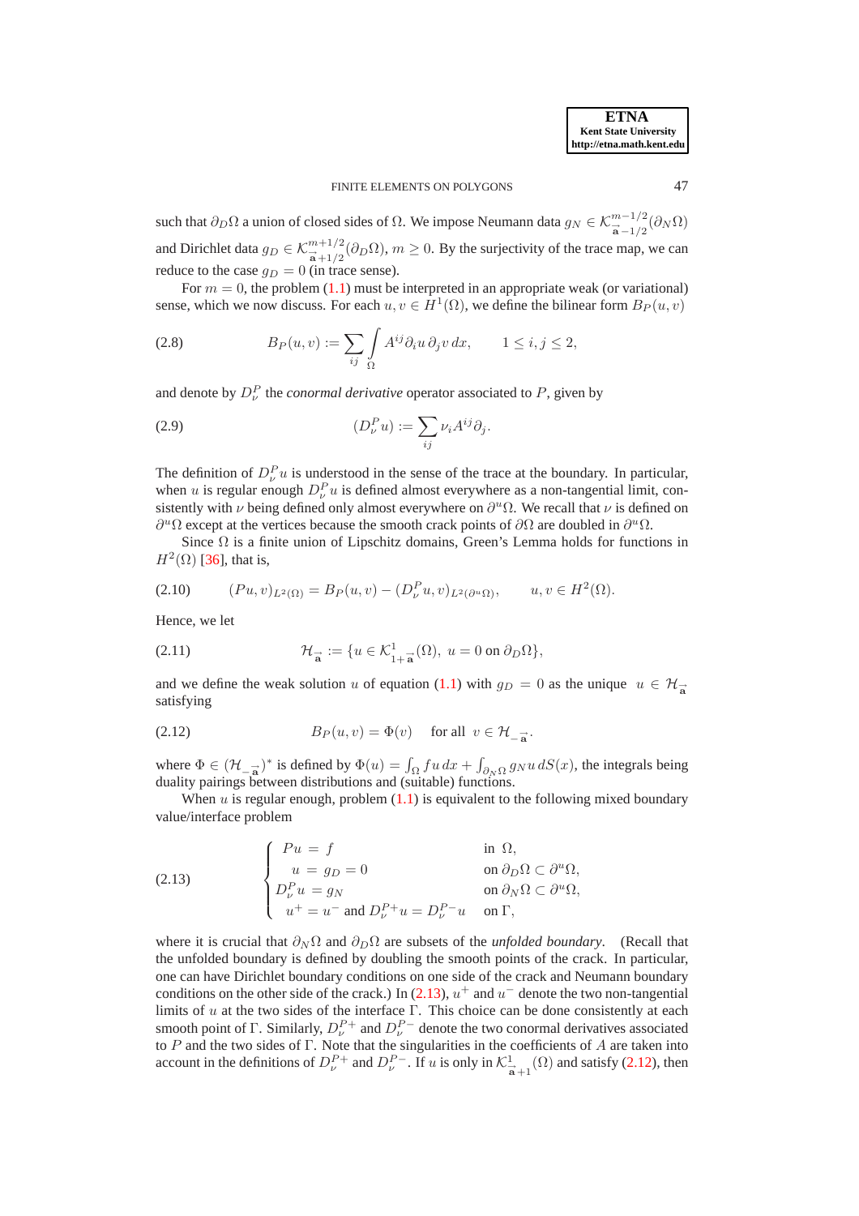such that $\partial_D\Omega$ a union of closed sides of $\Omega$. We impose Neumann data $g_N \in \mathcal{K}^{m-1/2}_{\vec{\mathbf{a}}-1/2}(\partial_N\Omega)$ and Dirichlet data $g_D \in \mathcal{K}^{m+1/2}_{\vec{\mathbf{a}}+1/2}(\partial_D\Omega)$, $m \geq 0$. By the surjectivity of the trace map, we can reduce to the case $g_D = 0$ (in trace sense).

For $m = 0$, the problem (1.1) must be interpreted in an appropriate weak (or variational) sense, which we now discuss. For each $u, v \in H^1(\Omega)$, we define the bilinear form $B_P(u, v)$

$$B_P(u,v) := \sum_{ij} \int_\Omega A^{ij}\partial_i u \, \partial_j v \, dx, \qquad 1 \leq i,j \leq 2, \tag{2.8}$$

and denote by $D^P_\nu$ the *conormal derivative* operator associated to $P$, given by

$$(D^P_\nu u) := \sum_{ij} \nu_i A^{ij} \partial_j. \tag{2.9}$$

The definition of $D^P_\nu u$ is understood in the sense of the trace at the boundary. In particular, when $u$ is regular enough $D^P_\nu u$ is defined almost everywhere as a non-tangential limit, consistently with $\nu$ being defined only almost everywhere on $\partial^u\Omega$. We recall that $\nu$ is defined on $\partial^u\Omega$ except at the vertices because the smooth crack points of $\partial\Omega$ are doubled in $\partial^u\Omega$.

Since $\Omega$ is a finite union of Lipschitz domains, Green's Lemma holds for functions in $H^2(\Omega)$ [36], that is,

$$(Pu, v)_{L^2(\Omega)} = B_P(u,v) - (D^P_\nu u, v)_{L^2(\partial^u\Omega)}, \qquad u, v \in H^2(\Omega). \tag{2.10}$$

Hence, we let

$$\mathcal{H}_{\vec{\mathbf{a}}} := \{ u \in \mathcal{K}^1_{1+\vec{\mathbf{a}}}(\Omega), \; u = 0 \text{ on } \partial_D\Omega \}, \tag{2.11}$$

and we define the weak solution $u$ of equation (1.1) with $g_D = 0$ as the unique $u \in \mathcal{H}_{\vec{\mathbf{a}}}$ satisfying

$$B_P(u,v) = \Phi(v) \qquad \text{for all } v \in \mathcal{H}_{-\vec{\mathbf{a}}}. \tag{2.12}$$

where $\Phi \in (\mathcal{H}_{-\vec{\mathbf{a}}})^*$ is defined by $\Phi(u) = \int_\Omega f u \, dx + \int_{\partial_N\Omega} g_N u \, dS(x)$, the integrals being duality pairings between distributions and (suitable) functions.

When $u$ is regular enough, problem (1.1) is equivalent to the following mixed boundary value/interface problem

$$\begin{cases} Pu = f & \text{in } \Omega, \\ u = g_D = 0 & \text{on } \partial_D\Omega \subset \partial^u\Omega, \\ D^P_\nu u = g_N & \text{on } \partial_N\Omega \subset \partial^u\Omega, \\ u^+ = u^- \text{ and } D^{P+}_\nu u = D^{P-}_\nu u & \text{on } \Gamma, \end{cases} \tag{2.13}$$

where it is crucial that $\partial_N\Omega$ and $\partial_D\Omega$ are subsets of the *unfolded boundary*. (Recall that the unfolded boundary is defined by doubling the smooth points of the crack. In particular, one can have Dirichlet boundary conditions on one side of the crack and Neumann boundary conditions on the other side of the crack.) In (2.13), $u^+$ and $u^-$ denote the two non-tangential limits of $u$ at the two sides of the interface $\Gamma$. This choice can be done consistently at each smooth point of $\Gamma$. Similarly, $D^{P+}_\nu$ and $D^{P-}_\nu$ denote the two conormal derivatives associated to $P$ and the two sides of $\Gamma$. Note that the singularities in the coefficients of $A$ are taken into account in the definitions of $D^{P+}_\nu$ and $D^{P-}_\nu$. If $u$ is only in $\mathcal{K}^1_{\vec{\mathbf{a}}+1}(\Omega)$ and satisfy (2.12), then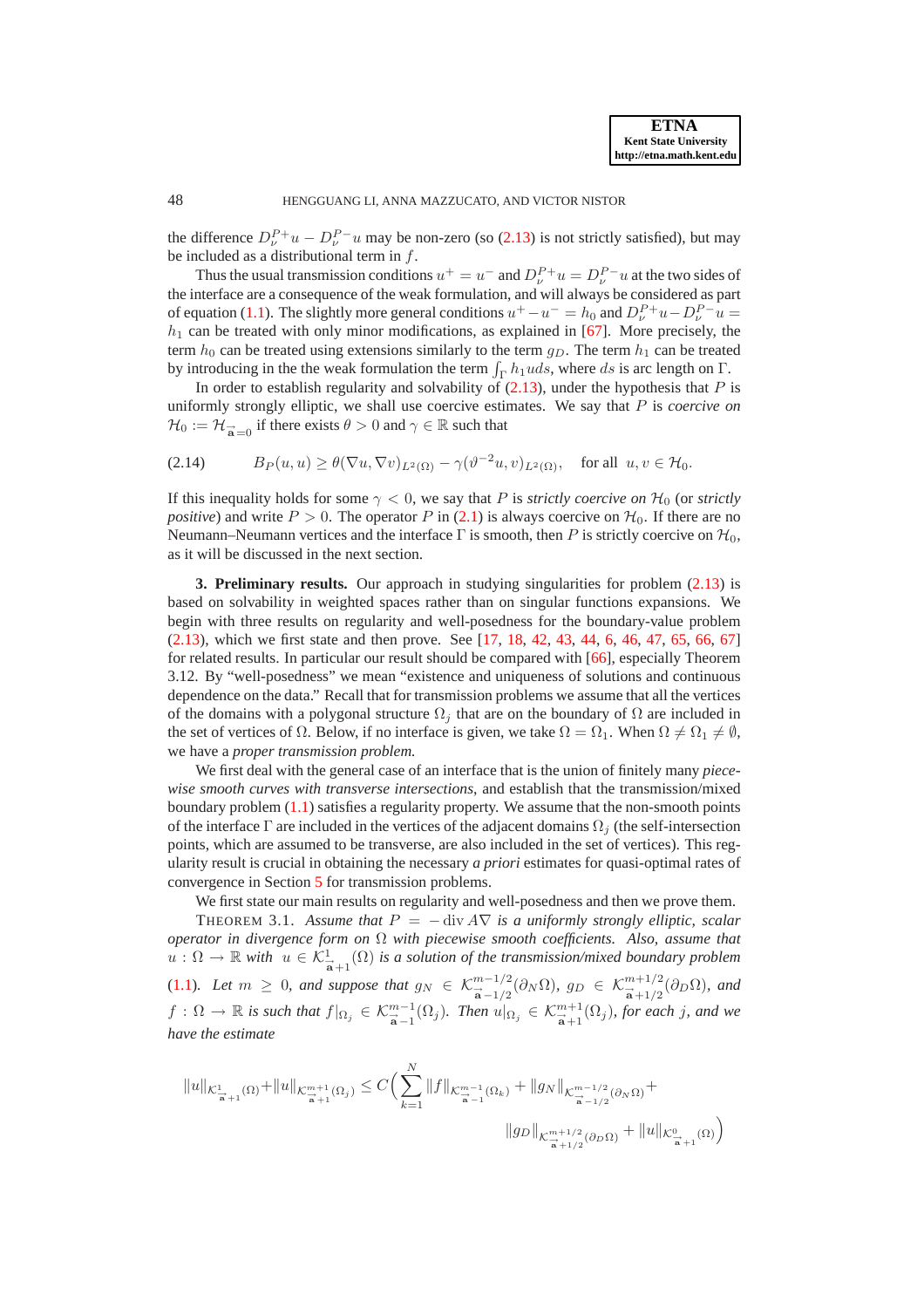the difference $D_\nu^{P+}u - D_\nu^{P-}u$ may be non-zero (so (2.13) is not strictly satisfied), but may be included as a distributional term in $f$.

Thus the usual transmission conditions $u^+ = u^-$ and $D_\nu^{P+}u = D_\nu^{P-}u$ at the two sides of the interface are a consequence of the weak formulation, and will always be considered as part of equation (1.1). The slightly more general conditions $u^+ - u^- = h_0$ and $D_\nu^{P+}u - D_\nu^{P-}u = h_1$ can be treated with only minor modifications, as explained in [67]. More precisely, the term $h_0$ can be treated using extensions similarly to the term $g_D$. The term $h_1$ can be treated by introducing in the the weak formulation the term $\int_\Gamma h_1 u ds$, where $ds$ is arc length on $\Gamma$.

In order to establish regularity and solvability of (2.13), under the hypothesis that $P$ is uniformly strongly elliptic, we shall use coercive estimates. We say that $P$ is *coercive on* $\mathcal{H}_0 := \mathcal{H}_{\vec{\mathbf{a}}=0}$ if there exists $\theta > 0$ and $\gamma \in \mathbb{R}$ such that

$$B_P(u,u) \geq \theta(\nabla u, \nabla v)_{L^2(\Omega)} - \gamma(\vartheta^{-2}u, v)_{L^2(\Omega)}, \quad \text{for all } \ u, v \in \mathcal{H}_0. \tag{2.14}$$

If this inequality holds for some $\gamma < 0$, we say that $P$ is *strictly coercive on* $\mathcal{H}_0$ (or *strictly positive*) and write $P > 0$. The operator $P$ in (2.1) is always coercive on $\mathcal{H}_0$. If there are no Neumann–Neumann vertices and the interface $\Gamma$ is smooth, then $P$ is strictly coercive on $\mathcal{H}_0$, as it will be discussed in the next section.

**3. Preliminary results.** Our approach in studying singularities for problem (2.13) is based on solvability in weighted spaces rather than on singular functions expansions. We begin with three results on regularity and well-posedness for the boundary-value problem (2.13), which we first state and then prove. See [17, 18, 42, 43, 44, 6, 46, 47, 65, 66, 67] for related results. In particular our result should be compared with [66], especially Theorem 3.12. By "well-posedness" we mean "existence and uniqueness of solutions and continuous dependence on the data." Recall that for transmission problems we assume that all the vertices of the domains with a polygonal structure $\Omega_j$ that are on the boundary of $\Omega$ are included in the set of vertices of $\Omega$. Below, if no interface is given, we take $\Omega = \Omega_1$. When $\Omega \neq \Omega_1 \neq \emptyset$, we have a *proper transmission problem.*

We first deal with the general case of an interface that is the union of finitely many *piecewise smooth curves with transverse intersections*, and establish that the transmission/mixed boundary problem (1.1) satisfies a regularity property. We assume that the non-smooth points of the interface $\Gamma$ are included in the vertices of the adjacent domains $\Omega_j$ (the self-intersection points, which are assumed to be transverse, are also included in the set of vertices). This regularity result is crucial in obtaining the necessary *a priori* estimates for quasi-optimal rates of convergence in Section 5 for transmission problems.

We first state our main results on regularity and well-posedness and then we prove them.

THEOREM 3.1. *Assume that $P = -\operatorname{div} A\nabla$ is a uniformly strongly elliptic, scalar operator in divergence form on $\Omega$ with piecewise smooth coefficients. Also, assume that $u : \Omega \to \mathbb{R}$ with $u \in \mathcal{K}^1_{\vec{\mathbf{a}}+1}(\Omega)$ is a solution of the transmission/mixed boundary problem (1.1). Let $m \geq 0$, and suppose that $g_N \in \mathcal{K}^{m-1/2}_{\vec{\mathbf{a}}-1/2}(\partial_N\Omega)$, $g_D \in \mathcal{K}^{m+1/2}_{\vec{\mathbf{a}}+1/2}(\partial_D\Omega)$, and $f : \Omega \to \mathbb{R}$ is such that $f|_{\Omega_j} \in \mathcal{K}^{m-1}_{\vec{\mathbf{a}}-1}(\Omega_j)$. Then $u|_{\Omega_j} \in \mathcal{K}^{m+1}_{\vec{\mathbf{a}}+1}(\Omega_j)$, for each $j$, and we have the estimate*

$$\|u\|_{\mathcal{K}^1_{\vec{\mathbf{a}}+1}(\Omega)} + \|u\|_{\mathcal{K}^{m+1}_{\vec{\mathbf{a}}+1}(\Omega_j)} \leq C\Big(\sum_{k=1}^{N} \|f\|_{\mathcal{K}^{m-1}_{\vec{\mathbf{a}}-1}(\Omega_k)} + \|g_N\|_{\mathcal{K}^{m-1/2}_{\vec{\mathbf{a}}-1/2}(\partial_N\Omega)} + \|g_D\|_{\mathcal{K}^{m+1/2}_{\vec{\mathbf{a}}+1/2}(\partial_D\Omega)} + \|u\|_{\mathcal{K}^0_{\vec{\mathbf{a}}+1}(\Omega)}\Big)$$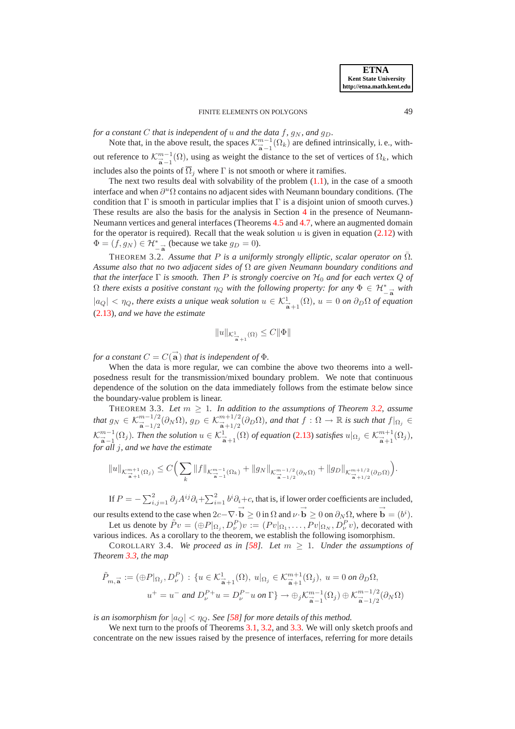*for a constant $C$ that is independent of $u$ and the data $f$, $g_N$, and $g_D$.*

Note that, in the above result, the spaces $\mathcal{K}^{m-1}_{\vec{\mathbf{a}}-1}(\Omega_k)$ are defined intrinsically, i. e., without reference to $\mathcal{K}^{m-1}_{\vec{\mathbf{a}}-1}(\Omega)$, using as weight the distance to the set of vertices of $\Omega_k$, which includes also the points of $\overline{\Omega}_j$ where $\Gamma$ is not smooth or where it ramifies.

The next two results deal with solvability of the problem (1.1), in the case of a smooth interface and when $\partial^u\Omega$ contains no adjacent sides with Neumann boundary conditions. (The condition that $\Gamma$ is smooth in particular implies that $\Gamma$ is a disjoint union of smooth curves.) These results are also the basis for the analysis in Section 4 in the presence of Neumann-Neumann vertices and general interfaces (Theorems 4.5 and 4.7, where an augmented domain for the operator is required). Recall that the weak solution $u$ is given in equation (2.12) with $\Phi = (f, g_N) \in \mathcal{H}^*_{-\vec{\mathbf{a}}}$ (because we take $g_D = 0$).

THEOREM 3.2. *Assume that $P$ is a uniformly strongly elliptic, scalar operator on $\bar{\Omega}$. Assume also that no two adjacent sides of $\Omega$ are given Neumann boundary conditions and that the interface $\Gamma$ is smooth. Then $P$ is strongly coercive on $\mathcal{H}_0$ and for each vertex $Q$ of $\Omega$ there exists a positive constant $\eta_Q$ with the following property: for any $\Phi \in \mathcal{H}^*_{-\vec{\mathbf{a}}}$ with $|a_Q| < \eta_Q$, there exists a unique weak solution $u \in \mathcal{K}^1_{\vec{\mathbf{a}}+1}(\Omega)$, $u = 0$ on $\partial_D\Omega$ of equation (2.13), and we have the estimate*

$$\|u\|_{\mathcal{K}^1_{\vec{\mathbf{a}}+1}(\Omega)} \leq C\|\Phi\|$$

*for a constant $C = C(\vec{\mathbf{a}})$ that is independent of $\Phi$.*

When the data is more regular, we can combine the above two theorems into a well-posedness result for the transmission/mixed boundary problem. We note that continuous dependence of the solution on the data immediately follows from the estimate below since the boundary-value problem is linear.

THEOREM 3.3. *Let $m \geq 1$. In addition to the assumptions of Theorem 3.2, assume that $g_N \in \mathcal{K}^{m-1/2}_{\vec{\mathbf{a}}-1/2}(\partial_N\Omega)$, $g_D \in \mathcal{K}^{m+1/2}_{\vec{\mathbf{a}}+1/2}(\partial_D\Omega)$, and that $f : \Omega \to \mathbb{R}$ is such that $f|_{\Omega_j} \in \mathcal{K}^{m-1}_{\vec{\mathbf{a}}-1}(\Omega_j)$. Then the solution $u \in \mathcal{K}^1_{\vec{\mathbf{a}}+1}(\Omega)$ of equation (2.13) satisfies $u|_{\Omega_j} \in \mathcal{K}^{m+1}_{\vec{\mathbf{a}}+1}(\Omega_j)$, for all $j$, and we have the estimate*

$$\|u\|_{\mathcal{K}^{m+1}_{\vec{\mathbf{a}}+1}(\Omega_j)} \leq C\Big(\sum_k \|f\|_{\mathcal{K}^{m-1}_{\vec{\mathbf{a}}-1}(\Omega_k)} + \|g_N\|_{\mathcal{K}^{m-1/2}_{\vec{\mathbf{a}}-1/2}(\partial_N\Omega)} + \|g_D\|_{\mathcal{K}^{m+1/2}_{\vec{\mathbf{a}}+1/2}(\partial_D\Omega)}\Big).$$

If $P = -\sum_{i,j=1}^2 \partial_j A^{ij}\partial_i + \sum_{i=1}^2 b^i\partial_i + c$, that is, if lower order coefficients are included, our results extend to the case when $2c - \nabla\cdot\vec{\mathbf{b}} \geq 0$ in $\Omega$ and $\nu\cdot\vec{\mathbf{b}} \geq 0$ on $\partial_N\Omega$, where $\vec{\mathbf{b}} = (b^i)$.

Let us denote by $\tilde{P}v = (\oplus P|_{\Omega_j}, D^P_\nu)v := (Pv|_{\Omega_1}, \ldots, Pv|_{\Omega_N}, D^P_\nu v)$, decorated with various indices. As a corollary to the theorem, we establish the following isomorphism.

COROLLARY 3.4. *We proceed as in [58]. Let $m \geq 1$. Under the assumptions of Theorem 3.3, the map*

$$\begin{aligned}\tilde{P}_{m,\vec{\mathbf{a}}} := (\oplus P|_{\Omega_j}, D^P_\nu) \,:\, \{u \in \mathcal{K}^1_{\vec{\mathbf{a}}+1}(\Omega),\ u|_{\Omega_j} \in \mathcal{K}^{m+1}_{\vec{\mathbf{a}}+1}(\Omega_j),\ u = 0 \text{ on } \partial_D\Omega,\\ u^+ = u^- \text{ and } D^{P+}_\nu u = D^{P-}_\nu u \text{ on } \Gamma\} \to \oplus_j \mathcal{K}^{m-1}_{\vec{\mathbf{a}}-1}(\Omega_j) \oplus \mathcal{K}^{m-1/2}_{\vec{\mathbf{a}}-1/2}(\partial_N\Omega)\end{aligned}$$

*is an isomorphism for $|a_Q| < \eta_Q$. See [58] for more details of this method.*

We next turn to the proofs of Theorems 3.1, 3.2, and 3.3. We will only sketch proofs and concentrate on the new issues raised by the presence of interfaces, referring for more details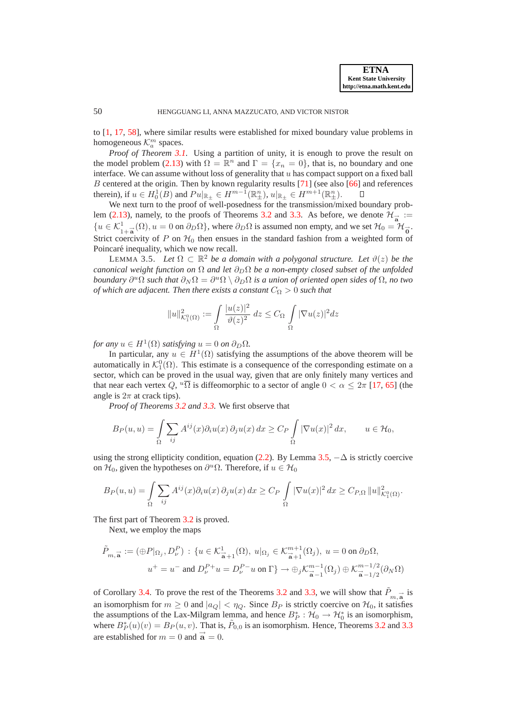to [1, 17, 58], where similar results were established for mixed boundary value problems in homogeneous $\mathcal{K}^m_a$ spaces.

*Proof of Theorem 3.1.* Using a partition of unity, it is enough to prove the result on the model problem (2.13) with $\Omega = \mathbb{R}^n$ and $\Gamma = \{x_n = 0\}$, that is, no boundary and one interface. We can assume without loss of generality that $u$ has compact support on a fixed ball $B$ centered at the origin. Then by known regularity results [71] (see also [66] and references therein), if $u \in H^1_0(B)$ and $Pu|_{\mathbb{R}_\pm} \in H^{m-1}(\mathbb{R}^n_\pm)$, $u|_{\mathbb{R}_\pm} \in H^{m+1}(\mathbb{R}^n_\pm)$. ☐

We next turn to the proof of well-posedness for the transmission/mixed boundary problem (2.13), namely, to the proofs of Theorems 3.2 and 3.3. As before, we denote $\mathcal{H}_{\vec{\mathbf{a}}} := \{u \in \mathcal{K}^1_{1+\vec{\mathbf{a}}}(\Omega), u = 0 \text{ on } \partial_D\Omega\}$, where $\partial_D\Omega$ is assumed non empty, and we set $\mathcal{H}_0 = \mathcal{H}_{\vec{\mathbf{0}}}$. Strict coercivity of $P$ on $\mathcal{H}_0$ then ensues in the standard fashion from a weighted form of Poincaré inequality, which we now recall.

LEMMA 3.5. *Let $\Omega \subset \mathbb{R}^2$ be a domain with a polygonal structure. Let $\vartheta(z)$ be the canonical weight function on $\Omega$ and let $\partial_D\Omega$ be a non-empty closed subset of the unfolded boundary $\partial^u\Omega$ such that $\partial_N\Omega = \partial^u\Omega \setminus \partial_D\Omega$ is a union of oriented open sides of $\Omega$, no two of which are adjacent. Then there exists a constant $C_\Omega > 0$ such that*

$$\|u\|^2_{\mathcal{K}^0_1(\Omega)} := \int_\Omega \frac{|u(z)|^2}{\vartheta(z)^2}\, dz \leq C_\Omega \int_\Omega |\nabla u(z)|^2 dz$$

*for any $u \in H^1(\Omega)$ satisfying $u = 0$ on $\partial_D\Omega$.*

In particular, any $u \in H^1(\Omega)$ satisfying the assumptions of the above theorem will be automatically in $\mathcal{K}^0_1(\Omega)$. This estimate is a consequence of the corresponding estimate on a sector, which can be proved in the usual way, given that are only finitely many vertices and that near each vertex $Q$, ${}^u\overline{\Omega}$ is diffeomorphic to a sector of angle $0 < \alpha \leq 2\pi$ [17, 65] (the angle is $2\pi$ at crack tips).

*Proof of Theorems 3.2 and 3.3.* We first observe that

$$B_P(u,u) = \int_\Omega \sum_{ij} A^{ij}(x)\partial_i u(x)\,\partial_j u(x)\, dx \geq C_P \int_\Omega |\nabla u(x)|^2\, dx, \qquad u \in \mathcal{H}_0,$$

using the strong ellipticity condition, equation (2.2). By Lemma 3.5, $-\Delta$ is strictly coercive on $\mathcal{H}_0$, given the hypotheses on $\partial^u\Omega$. Therefore, if $u \in \mathcal{H}_0$

$$B_P(u,u) = \int_\Omega \sum_{ij} A^{ij}(x)\partial_i u(x)\,\partial_j u(x)\, dx \geq C_P \int_\Omega |\nabla u(x)|^2\, dx \geq C_{P,\Omega}\, \|u\|^2_{\mathcal{K}^0_1(\Omega)}.$$

The first part of Theorem 3.2 is proved.

Next, we employ the maps

$$\begin{aligned}\tilde{P}_{m,\vec{\mathbf{a}}} := (\oplus P|_{\Omega_j}, D^P_\nu) : \{&u \in \mathcal{K}^1_{\vec{\mathbf{a}}+1}(\Omega),\ u|_{\Omega_j} \in \mathcal{K}^{m+1}_{\vec{\mathbf{a}}+1}(\Omega_j),\ u = 0 \text{ on } \partial_D\Omega,\\ &u^+ = u^- \text{ and } D^{P+}_\nu u = D^{P-}_\nu u \text{ on } \Gamma\} \to \oplus_j \mathcal{K}^{m-1}_{\vec{\mathbf{a}}-1}(\Omega_j) \oplus \mathcal{K}^{m-1/2}_{\vec{\mathbf{a}}-1/2}(\partial_N\Omega)\end{aligned}$$

of Corollary 3.4. To prove the rest of the Theorems 3.2 and 3.3, we will show that $\tilde{P}_{m,\vec{\mathbf{a}}}$ is an isomorphism for $m \geq 0$ and $|a_Q| < \eta_Q$. Since $B_P$ is strictly coercive on $\mathcal{H}_0$, it satisfies the assumptions of the Lax-Milgram lemma, and hence $B^*_P : \mathcal{H}_0 \to \mathcal{H}^*_0$ is an isomorphism, where $B^*_P(u)(v) = B_P(u,v)$. That is, $\tilde{P}_{0,0}$ is an isomorphism. Hence, Theorems 3.2 and 3.3 are established for $m = 0$ and $\vec{\mathbf{a}} = 0$.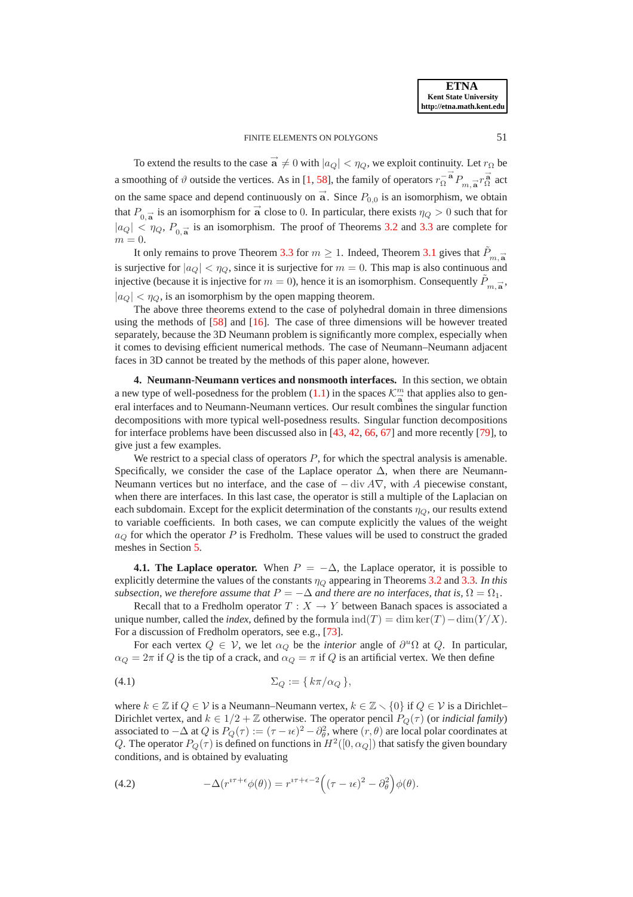To extend the results to the case $\vec{\mathbf{a}} \neq 0$ with $|a_Q| < \eta_Q$, we exploit continuity. Let $r_\Omega$ be a smoothing of $\vartheta$ outside the vertices. As in [1, 58], the family of operators $r_\Omega^{-\vec{\mathbf{a}}} P_{m,\vec{\mathbf{a}}} r_\Omega^{\vec{\mathbf{a}}}$ act on the same space and depend continuously on $\vec{\mathbf{a}}$. Since $P_{0,0}$ is an isomorphism, we obtain that $P_{0,\vec{\mathbf{a}}}$ is an isomorphism for $\vec{\mathbf{a}}$ close to 0. In particular, there exists $\eta_Q > 0$ such that for $|a_Q| < \eta_Q$, $P_{0,\vec{\mathbf{a}}}$ is an isomorphism. The proof of Theorems 3.2 and 3.3 are complete for $m = 0$.

It only remains to prove Theorem 3.3 for $m \geq 1$. Indeed, Theorem 3.1 gives that $\tilde{P}_{m,\vec{\mathbf{a}}}$ is surjective for $|a_Q| < \eta_Q$, since it is surjective for $m = 0$. This map is also continuous and injective (because it is injective for $m = 0$), hence it is an isomorphism. Consequently $\tilde{P}_{m,\vec{\mathbf{a}}}$, $|a_Q| < \eta_Q$, is an isomorphism by the open mapping theorem.

The above three theorems extend to the case of polyhedral domain in three dimensions using the methods of [58] and [16]. The case of three dimensions will be however treated separately, because the 3D Neumann problem is significantly more complex, especially when it comes to devising efficient numerical methods. The case of Neumann–Neumann adjacent faces in 3D cannot be treated by the methods of this paper alone, however.

## 4. Neumann-Neumann vertices and nonsmooth interfaces.

In this section, we obtain a new type of well-posedness for the problem (1.1) in the spaces $\mathcal{K}^m_{\vec{\mathbf{a}}}$ that applies also to general interfaces and to Neumann-Neumann vertices. Our result combines the singular function decompositions with more typical well-posedness results. Singular function decompositions for interface problems have been discussed also in [43, 42, 66, 67] and more recently [79], to give just a few examples.

We restrict to a special class of operators $P$, for which the spectral analysis is amenable. Specifically, we consider the case of the Laplace operator $\Delta$, when there are Neumann-Neumann vertices but no interface, and the case of $-\operatorname{div} A\nabla$, with $A$ piecewise constant, when there are interfaces. In this last case, the operator is still a multiple of the Laplacian on each subdomain. Except for the explicit determination of the constants $\eta_Q$, our results extend to variable coefficients. In both cases, we can compute explicitly the values of the weight $a_Q$ for which the operator $P$ is Fredholm. These values will be used to construct the graded meshes in Section 5.

### 4.1. The Laplace operator.

When $P = -\Delta$, the Laplace operator, it is possible to explicitly determine the values of the constants $\eta_Q$ appearing in Theorems 3.2 and 3.3. *In this subsection, we therefore assume that $P = -\Delta$ and there are no interfaces, that is, $\Omega = \Omega_1$.*

Recall that to a Fredholm operator $T : X \to Y$ between Banach spaces is associated a unique number, called the *index*, defined by the formula $\operatorname{ind}(T) = \dim \ker(T) - \dim(Y/X)$. For a discussion of Fredholm operators, see e.g., [73].

For each vertex $Q \in \mathcal{V}$, we let $\alpha_Q$ be the *interior* angle of $\partial^u\Omega$ at $Q$. In particular, $\alpha_Q = 2\pi$ if $Q$ is the tip of a crack, and $\alpha_Q = \pi$ if $Q$ is an artificial vertex. We then define

$$\Sigma_Q := \{\, k\pi/\alpha_Q \,\}, \tag{4.1}$$

where $k \in \mathbb{Z}$ if $Q \in \mathcal{V}$ is a Neumann–Neumann vertex, $k \in \mathbb{Z} \smallsetminus \{0\}$ if $Q \in \mathcal{V}$ is a Dirichlet–Dirichlet vertex, and $k \in 1/2 + \mathbb{Z}$ otherwise. The operator pencil $P_Q(\tau)$ (or *indicial family*) associated to $-\Delta$ at $Q$ is $P_Q(\tau) := (\tau - \imath\epsilon)^2 - \partial_\theta^2$, where $(r, \theta)$ are local polar coordinates at $Q$. The operator $P_Q(\tau)$ is defined on functions in $H^2([0, \alpha_Q])$ that satisfy the given boundary conditions, and is obtained by evaluating

$$-\Delta(r^{\imath\tau+\epsilon}\phi(\theta)) = r^{\imath\tau+\epsilon-2}\Big((\tau - \imath\epsilon)^2 - \partial_\theta^2\Big)\phi(\theta). \tag{4.2}$$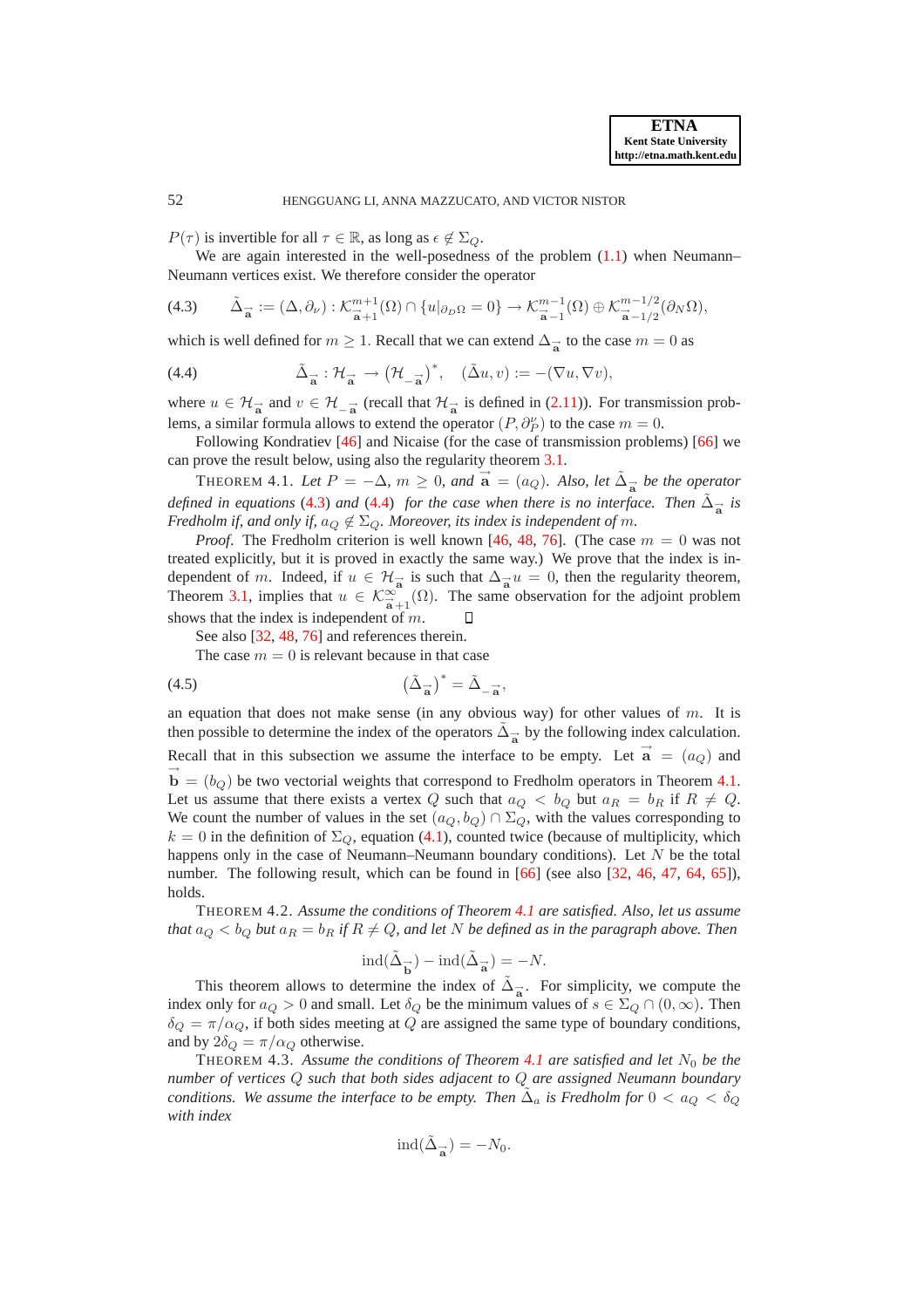$P(\tau)$ is invertible for all $\tau \in \mathbb{R}$, as long as $\epsilon \notin \Sigma_Q$.

We are again interested in the well-posedness of the problem (1.1) when Neumann–Neumann vertices exist. We therefore consider the operator

$$\tilde{\Delta}_{\vec{\mathbf{a}}} := (\Delta, \partial_\nu) : \mathcal{K}^{m+1}_{\vec{\mathbf{a}}+1}(\Omega) \cap \{u|_{\partial_D \Omega} = 0\} \to \mathcal{K}^{m-1}_{\vec{\mathbf{a}}-1}(\Omega) \oplus \mathcal{K}^{m-1/2}_{\vec{\mathbf{a}}-1/2}(\partial_N \Omega), \tag{4.3}$$

which is well defined for $m \geq 1$. Recall that we can extend $\Delta_{\vec{\mathbf{a}}}$ to the case $m = 0$ as

$$\tilde{\Delta}_{\vec{\mathbf{a}}} : \mathcal{H}_{\vec{\mathbf{a}}} \to \left(\mathcal{H}_{-\vec{\mathbf{a}}}\right)^*, \quad (\tilde{\Delta} u, v) := -(\nabla u, \nabla v), \tag{4.4}$$

where $u \in \mathcal{H}_{\vec{\mathbf{a}}}$ and $v \in \mathcal{H}_{-\vec{\mathbf{a}}}$ (recall that $\mathcal{H}_{\vec{\mathbf{a}}}$ is defined in (2.11)). For transmission problems, a similar formula allows to extend the operator $(P, \partial^\nu_P)$ to the case $m = 0$.

Following Kondratiev [46] and Nicaise (for the case of transmission problems) [66] we can prove the result below, using also the regularity theorem 3.1.

THEOREM 4.1. *Let $P = -\Delta$, $m \geq 0$, and $\vec{\mathbf{a}} = (a_Q)$. Also, let $\tilde{\Delta}_{\vec{\mathbf{a}}}$ be the operator defined in equations (4.3) and (4.4) for the case when there is no interface. Then $\tilde{\Delta}_{\vec{\mathbf{a}}}$ is Fredholm if, and only if, $a_Q \notin \Sigma_Q$. Moreover, its index is independent of $m$.*

*Proof.* The Fredholm criterion is well known [46, 48, 76]. (The case $m = 0$ was not treated explicitly, but it is proved in exactly the same way.) We prove that the index is independent of $m$. Indeed, if $u \in \mathcal{H}_{\vec{\mathbf{a}}}$ is such that $\Delta_{\vec{\mathbf{a}}} u = 0$, then the regularity theorem, Theorem 3.1, implies that $u \in \mathcal{K}^\infty_{\vec{\mathbf{a}}+1}(\Omega)$. The same observation for the adjoint problem shows that the index is independent of $m$. ◻

See also [32, 48, 76] and references therein.

The case $m = 0$ is relevant because in that case

$$\left(\tilde{\Delta}_{\vec{\mathbf{a}}}\right)^* = \tilde{\Delta}_{-\vec{\mathbf{a}}}, \tag{4.5}$$

an equation that does not make sense (in any obvious way) for other values of $m$. It is then possible to determine the index of the operators $\tilde{\Delta}_{\vec{\mathbf{a}}}$ by the following index calculation. Recall that in this subsection we assume the interface to be empty. Let $\vec{\mathbf{a}} = (a_Q)$ and $\vec{\mathbf{b}} = (b_Q)$ be two vectorial weights that correspond to Fredholm operators in Theorem 4.1. Let us assume that there exists a vertex $Q$ such that $a_Q < b_Q$ but $a_R = b_R$ if $R \neq Q$. We count the number of values in the set $(a_Q, b_Q) \cap \Sigma_Q$, with the values corresponding to $k = 0$ in the definition of $\Sigma_Q$, equation (4.1), counted twice (because of multiplicity, which happens only in the case of Neumann–Neumann boundary conditions). Let $N$ be the total number. The following result, which can be found in [66] (see also [32, 46, 47, 64, 65]), holds.

THEOREM 4.2. *Assume the conditions of Theorem 4.1 are satisfied. Also, let us assume that $a_Q < b_Q$ but $a_R = b_R$ if $R \neq Q$, and let $N$ be defined as in the paragraph above. Then*

$$\operatorname{ind}(\tilde{\Delta}_{\vec{\mathbf{b}}}) - \operatorname{ind}(\tilde{\Delta}_{\vec{\mathbf{a}}}) = -N.$$

This theorem allows to determine the index of $\tilde{\Delta}_{\vec{\mathbf{a}}}$. For simplicity, we compute the index only for $a_Q > 0$ and small. Let $\delta_Q$ be the minimum values of $s \in \Sigma_Q \cap (0, \infty)$. Then $\delta_Q = \pi/\alpha_Q$, if both sides meeting at $Q$ are assigned the same type of boundary conditions, and by $2\delta_Q = \pi/\alpha_Q$ otherwise.

THEOREM 4.3. *Assume the conditions of Theorem 4.1 are satisfied and let $N_0$ be the number of vertices $Q$ such that both sides adjacent to $Q$ are assigned Neumann boundary conditions. We assume the interface to be empty. Then $\tilde{\Delta}_a$ is Fredholm for $0 < a_Q < \delta_Q$ with index*

$$\operatorname{ind}(\tilde{\Delta}_{\vec{\mathbf{a}}}) = -N_0.$$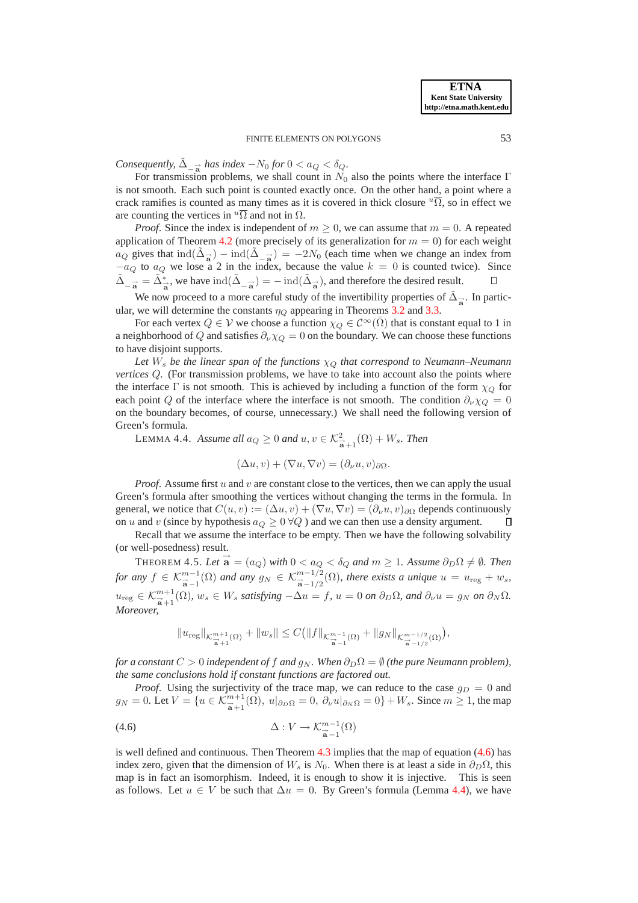*Consequently,* $\tilde{\Delta}_{-\vec{\mathbf{a}}}$ *has index* $-N_0$ *for* $0 < a_Q < \delta_Q$*.*

For transmission problems, we shall count in $N_0$ also the points where the interface $\Gamma$ is not smooth. Each such point is counted exactly once. On the other hand, a point where a crack ramifies is counted as many times as it is covered in thick closure ${}^u\overline{\Omega}$, so in effect we are counting the vertices in ${}^u\overline{\Omega}$ and not in $\Omega$.

*Proof*. Since the index is independent of $m \geq 0$, we can assume that $m = 0$. A repeated application of Theorem 4.2 (more precisely of its generalization for $m = 0$) for each weight $a_Q$ gives that $\mathrm{ind}(\tilde{\Delta}_{\vec{\mathbf{a}}}) - \mathrm{ind}(\tilde{\Delta}_{-\vec{\mathbf{a}}}) = -2N_0$ (each time when we change an index from $-a_Q$ to $a_Q$ we lose a 2 in the index, because the value $k = 0$ is counted twice). Since $\tilde{\Delta}_{-\vec{\mathbf{a}}} = \tilde{\Delta}^*_{\vec{\mathbf{a}}}$, we have $\mathrm{ind}(\tilde{\Delta}_{-\vec{\mathbf{a}}}) = -\mathrm{ind}(\tilde{\Delta}_{\vec{\mathbf{a}}})$, and therefore the desired result. □

We now proceed to a more careful study of the invertibility properties of $\tilde{\Delta}_{\vec{\mathbf{a}}}$. In particular, we will determine the constants $\eta_Q$ appearing in Theorems 3.2 and 3.3.

For each vertex $Q \in \mathcal{V}$ we choose a function $\chi_Q \in \mathcal{C}^\infty(\bar{\Omega})$ that is constant equal to 1 in a neighborhood of $Q$ and satisfies $\partial_\nu \chi_Q = 0$ on the boundary. We can choose these functions to have disjoint supports.

*Let* $W_s$ *be the linear span of the functions* $\chi_Q$ *that correspond to Neumann–Neumann vertices* $Q$*.* (For transmission problems, we have to take into account also the points where the interface $\Gamma$ is not smooth. This is achieved by including a function of the form $\chi_Q$ for each point $Q$ of the interface where the interface is not smooth. The condition $\partial_\nu \chi_Q = 0$ on the boundary becomes, of course, unnecessary.) We shall need the following version of Green's formula.

LEMMA 4.4. *Assume all* $a_Q \geq 0$ *and* $u, v \in \mathcal{K}^2_{\vec{\mathbf{a}}+1}(\Omega) + W_s$*. Then*

$$(\Delta u, v) + (\nabla u, \nabla v) = (\partial_\nu u, v)_{\partial\Omega}.$$

*Proof*. Assume first $u$ and $v$ are constant close to the vertices, then we can apply the usual Green's formula after smoothing the vertices without changing the terms in the formula. In general, we notice that $C(u, v) := (\Delta u, v) + (\nabla u, \nabla v) = (\partial_\nu u, v)_{\partial\Omega}$ depends continuously on $u$ and $v$ (since by hypothesis $a_Q \geq 0 \, \forall Q$ ) and we can then use a density argument. □

Recall that we assume the interface to be empty. Then we have the following solvability (or well-posedness) result.

THEOREM 4.5. *Let* $\vec{\mathbf{a}} = (a_Q)$ *with* $0 < a_Q < \delta_Q$ *and* $m \geq 1$*. Assume* $\partial_D\Omega \neq \emptyset$*. Then for any* $f \in \mathcal{K}^{m-1}_{\vec{\mathbf{a}}-1}(\Omega)$ *and any* $g_N \in \mathcal{K}^{m-1/2}_{\vec{\mathbf{a}}-1/2}(\Omega)$*, there exists a unique* $u = u_{\mathrm{reg}} + w_s$*,* $u_{\mathrm{reg}} \in \mathcal{K}^{m+1}_{\vec{\mathbf{a}}+1}(\Omega)$*,* $w_s \in W_s$ *satisfying* $-\Delta u = f$*,* $u = 0$ *on* $\partial_D\Omega$*, and* $\partial_\nu u = g_N$ *on* $\partial_N\Omega$*. Moreover,*

$$\|u_{\mathrm{reg}}\|_{\mathcal{K}^{m+1}_{\vec{\mathbf{a}}+1}(\Omega)} + \|w_s\| \leq C\big(\|f\|_{\mathcal{K}^{m-1}_{\vec{\mathbf{a}}-1}(\Omega)} + \|g_N\|_{\mathcal{K}^{m-1/2}_{\vec{\mathbf{a}}-1/2}(\Omega)}\big),$$

*for a constant* $C > 0$ *independent of* $f$ *and* $g_N$*. When* $\partial_D\Omega = \emptyset$ *(the pure Neumann problem), the same conclusions hold if constant functions are factored out.*

*Proof*. Using the surjectivity of the trace map, we can reduce to the case $g_D = 0$ and $g_N = 0$. Let $V = \{u \in \mathcal{K}^{m+1}_{\vec{\mathbf{a}}+1}(\Omega),\ u|_{\partial_D\Omega} = 0,\ \partial_\nu u|_{\partial_N\Omega} = 0\} + W_s$. Since $m \geq 1$, the map

$$\Delta : V \to \mathcal{K}^{m-1}_{\vec{\mathbf{a}}-1}(\Omega) \tag{4.6}$$

is well defined and continuous. Then Theorem 4.3 implies that the map of equation (4.6) has index zero, given that the dimension of $W_s$ is $N_0$. When there is at least a side in $\partial_D\Omega$, this map is in fact an isomorphism. Indeed, it is enough to show it is injective. This is seen as follows. Let $u \in V$ be such that $\Delta u = 0$. By Green's formula (Lemma 4.4), we have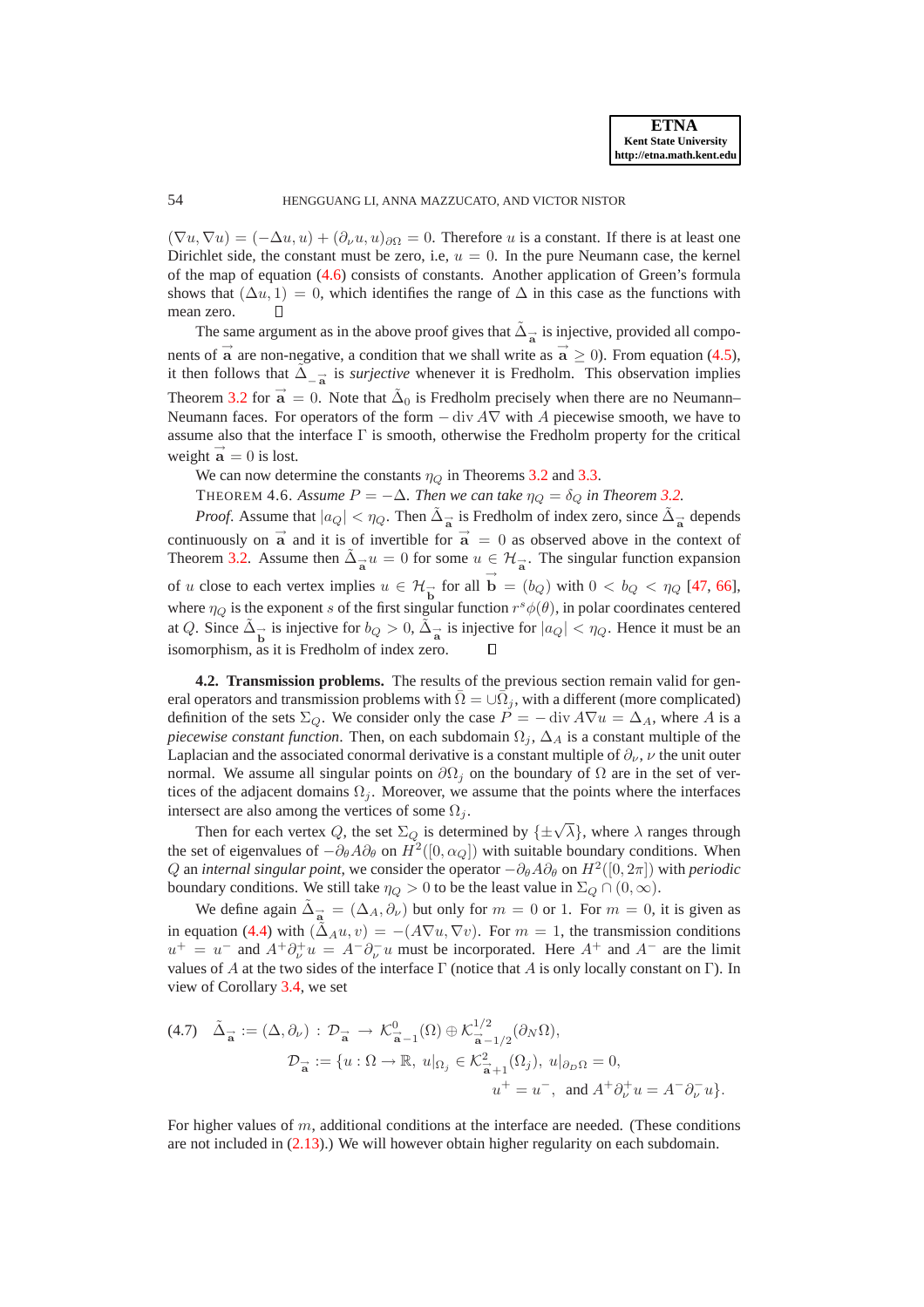$(\nabla u, \nabla u) = (-\Delta u, u) + (\partial_\nu u, u)_{\partial\Omega} = 0$. Therefore $u$ is a constant. If there is at least one Dirichlet side, the constant must be zero, i.e, $u = 0$. In the pure Neumann case, the kernel of the map of equation (4.6) consists of constants. Another application of Green's formula shows that $(\Delta u, 1) = 0$, which identifies the range of $\Delta$ in this case as the functions with mean zero. $\square$

The same argument as in the above proof gives that $\tilde{\Delta}_{\vec{a}}$ is injective, provided all components of $\vec{a}$ are non-negative, a condition that we shall write as $\vec{a} \geq 0$). From equation (4.5), it then follows that $\tilde{\Delta}_{-\vec{a}}$ is *surjective* whenever it is Fredholm. This observation implies Theorem 3.2 for $\vec{a} = 0$. Note that $\tilde{\Delta}_0$ is Fredholm precisely when there are no Neumann–Neumann faces. For operators of the form $-\operatorname{div} A\nabla$ with $A$ piecewise smooth, we have to assume also that the interface $\Gamma$ is smooth, otherwise the Fredholm property for the critical weight $\vec{a} = 0$ is lost.

We can now determine the constants $\eta_Q$ in Theorems 3.2 and 3.3.

THEOREM 4.6. *Assume $P = -\Delta$. Then we can take $\eta_Q = \delta_Q$ in Theorem 3.2.*

*Proof.* Assume that $|a_Q| < \eta_Q$. Then $\tilde{\Delta}_{\vec{a}}$ is Fredholm of index zero, since $\tilde{\Delta}_{\vec{a}}$ depends continuously on $\vec{a}$ and it is of invertible for $\vec{a} = 0$ as observed above in the context of Theorem 3.2. Assume then $\tilde{\Delta}_{\vec{a}} u = 0$ for some $u \in \mathcal{H}_{\vec{a}}$. The singular function expansion of $u$ close to each vertex implies $u \in \mathcal{H}_{\vec{b}}$ for all $\vec{b} = (b_Q)$ with $0 < b_Q < \eta_Q$ [47, 66], where $\eta_Q$ is the exponent $s$ of the first singular function $r^s\phi(\theta)$, in polar coordinates centered at $Q$. Since $\tilde{\Delta}_{\vec{b}}$ is injective for $b_Q > 0$, $\tilde{\Delta}_{\vec{a}}$ is injective for $|a_Q| < \eta_Q$. Hence it must be an isomorphism, as it is Fredholm of index zero. $\square$

**4.2. Transmission problems.** The results of the previous section remain valid for general operators and transmission problems with $\bar{\Omega} = \cup\bar{\Omega}_j$, with a different (more complicated) definition of the sets $\Sigma_Q$. We consider only the case $P = -\operatorname{div} A\nabla u = \Delta_A$, where $A$ is a *piecewise constant function*. Then, on each subdomain $\Omega_j$, $\Delta_A$ is a constant multiple of the Laplacian and the associated conormal derivative is a constant multiple of $\partial_\nu$, $\nu$ the unit outer normal. We assume all singular points on $\partial\Omega_j$ on the boundary of $\Omega$ are in the set of vertices of the adjacent domains $\Omega_j$. Moreover, we assume that the points where the interfaces intersect are also among the vertices of some $\Omega_j$.

Then for each vertex $Q$, the set $\Sigma_Q$ is determined by $\{\pm\sqrt{\lambda}\}$, where $\lambda$ ranges through the set of eigenvalues of $-\partial_\theta A \partial_\theta$ on $H^2([0, \alpha_Q])$ with suitable boundary conditions. When $Q$ an *internal singular point*, we consider the operator $-\partial_\theta A \partial_\theta$ on $H^2([0, 2\pi])$ with *periodic* boundary conditions. We still take $\eta_Q > 0$ to be the least value in $\Sigma_Q \cap (0, \infty)$.

We define again $\tilde{\Delta}_{\vec{a}} = (\Delta_A, \partial_\nu)$ but only for $m = 0$ or $1$. For $m = 0$, it is given as in equation (4.4) with $(\tilde{\Delta}_A u, v) = -(A\nabla u, \nabla v)$. For $m = 1$, the transmission conditions $u^+ = u^-$ and $A^+\partial_\nu^+ u = A^-\partial_\nu^- u$ must be incorporated. Here $A^+$ and $A^-$ are the limit values of $A$ at the two sides of the interface $\Gamma$ (notice that $A$ is only locally constant on $\Gamma$). In view of Corollary 3.4, we set

$$
\begin{aligned}
(4.7)\quad \tilde{\Delta}_{\vec{a}} &:= (\Delta, \partial_\nu) : \mathcal{D}_{\vec{a}} \to \mathcal{K}^0_{\vec{a}-1}(\Omega) \oplus \mathcal{K}^{1/2}_{\vec{a}-1/2}(\partial_N \Omega), \\
\mathcal{D}_{\vec{a}} &:= \{u : \Omega \to \mathbb{R},\ u|_{\Omega_j} \in \mathcal{K}^2_{\vec{a}+1}(\Omega_j),\ u|_{\partial_D \Omega} = 0, \\
&\qquad\qquad u^+ = u^-,\ \text{ and } A^+\partial_\nu^+ u = A^-\partial_\nu^- u\}.
\end{aligned}
$$

For higher values of $m$, additional conditions at the interface are needed. (These conditions are not included in (2.13).) We will however obtain higher regularity on each subdomain.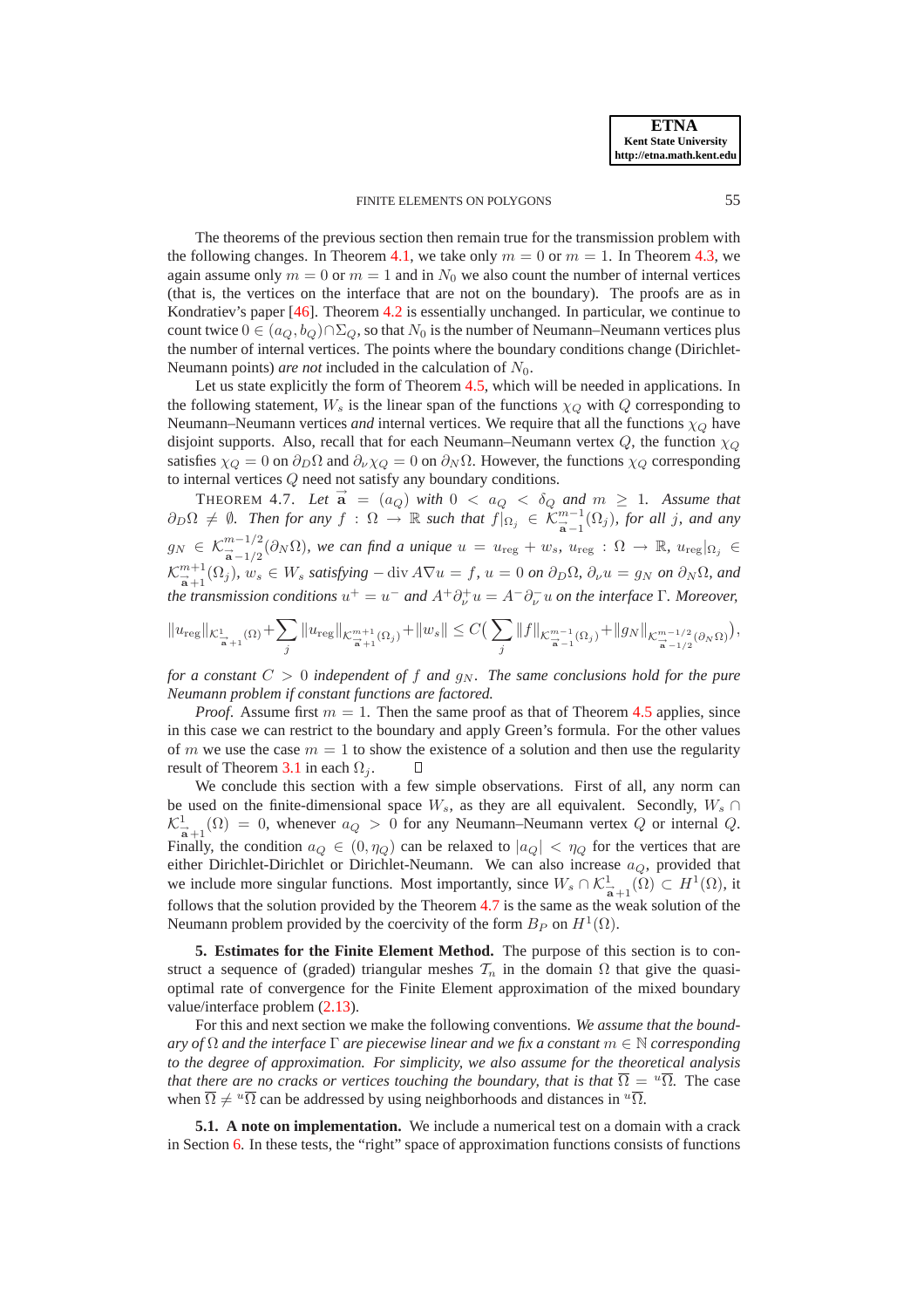The theorems of the previous section then remain true for the transmission problem with the following changes. In Theorem 4.1, we take only $m = 0$ or $m = 1$. In Theorem 4.3, we again assume only $m = 0$ or $m = 1$ and in $N_0$ we also count the number of internal vertices (that is, the vertices on the interface that are not on the boundary). The proofs are as in Kondratiev's paper [46]. Theorem 4.2 is essentially unchanged. In particular, we continue to count twice $0 \in (a_Q, b_Q) \cap \Sigma_Q$, so that $N_0$ is the number of Neumann–Neumann vertices plus the number of internal vertices. The points where the boundary conditions change (Dirichlet-Neumann points) *are not* included in the calculation of $N_0$.

Let us state explicitly the form of Theorem 4.5, which will be needed in applications. In the following statement, $W_s$ is the linear span of the functions $\chi_Q$ with $Q$ corresponding to Neumann–Neumann vertices *and* internal vertices. We require that all the functions $\chi_Q$ have disjoint supports. Also, recall that for each Neumann–Neumann vertex $Q$, the function $\chi_Q$ satisfies $\chi_Q = 0$ on $\partial_D \Omega$ and $\partial_\nu \chi_Q = 0$ on $\partial_N \Omega$. However, the functions $\chi_Q$ corresponding to internal vertices $Q$ need not satisfy any boundary conditions.

THEOREM 4.7. *Let $\vec{\mathbf{a}} = (a_Q)$ with $0 < a_Q < \delta_Q$ and $m \geq 1$. Assume that $\partial_D \Omega \neq \emptyset$. Then for any $f : \Omega \to \mathbb{R}$ such that $f|_{\Omega_j} \in \mathcal{K}^{m-1}_{\vec{\mathbf{a}}-1}(\Omega_j)$, for all $j$, and any $g_N \in \mathcal{K}^{m-1/2}_{\vec{\mathbf{a}}-1/2}(\partial_N \Omega)$, we can find a unique $u = u_{\rm reg} + w_s$, $u_{\rm reg} : \Omega \to \mathbb{R}$, $u_{\rm reg}|_{\Omega_j} \in \mathcal{K}^{m+1}_{\vec{\mathbf{a}}+1}(\Omega_j)$, $w_s \in W_s$ satisfying $-\operatorname{div} A \nabla u = f$, $u = 0$ on $\partial_D \Omega$, $\partial_\nu u = g_N$ on $\partial_N \Omega$, and the transmission conditions $u^+ = u^-$ and $A^+ \partial^+_\nu u = A^- \partial^-_\nu u$ on the interface $\Gamma$. Moreover,*

$$\|u_{\rm reg}\|_{\mathcal{K}^1_{\vec{\mathbf{a}}+1}(\Omega)} + \sum_j \|u_{\rm reg}\|_{\mathcal{K}^{m+1}_{\vec{\mathbf{a}}+1}(\Omega_j)} + \|w_s\| \leq C\Big( \sum_j \|f\|_{\mathcal{K}^{m-1}_{\vec{\mathbf{a}}-1}(\Omega_j)} + \|g_N\|_{\mathcal{K}^{m-1/2}_{\vec{\mathbf{a}}-1/2}(\partial_N \Omega)} \Big),$$

*for a constant $C > 0$ independent of $f$ and $g_N$. The same conclusions hold for the pure Neumann problem if constant functions are factored.*

*Proof*. Assume first $m = 1$. Then the same proof as that of Theorem 4.5 applies, since in this case we can restrict to the boundary and apply Green's formula. For the other values of $m$ we use the case $m = 1$ to show the existence of a solution and then use the regularity result of Theorem 3.1 in each $\Omega_j$. □

We conclude this section with a few simple observations. First of all, any norm can be used on the finite-dimensional space $W_s$, as they are all equivalent. Secondly, $W_s \cap \mathcal{K}^1_{\vec{\mathbf{a}}+1}(\Omega) = 0$, whenever $a_Q > 0$ for any Neumann–Neumann vertex $Q$ or internal $Q$. Finally, the condition $a_Q \in (0, \eta_Q)$ can be relaxed to $|a_Q| < \eta_Q$ for the vertices that are either Dirichlet-Dirichlet or Dirichlet-Neumann. We can also increase $a_Q$, provided that we include more singular functions. Most importantly, since $W_s \cap \mathcal{K}^1_{\vec{\mathbf{a}}+1}(\Omega) \subset H^1(\Omega)$, it follows that the solution provided by the Theorem 4.7 is the same as the weak solution of the Neumann problem provided by the coercivity of the form $B_P$ on $H^1(\Omega)$.

## 5. Estimates for the Finite Element Method.

The purpose of this section is to construct a sequence of (graded) triangular meshes $\mathcal{T}_n$ in the domain $\Omega$ that give the quasi-optimal rate of convergence for the Finite Element approximation of the mixed boundary value/interface problem (2.13).

For this and next section we make the following conventions. *We assume that the boundary of $\Omega$ and the interface $\Gamma$ are piecewise linear and we fix a constant $m \in \mathbb{N}$ corresponding to the degree of approximation. For simplicity, we also assume for the theoretical analysis that there are no cracks or vertices touching the boundary, that is that $\overline{\Omega} = {}^u\overline{\Omega}$.* The case when $\overline{\Omega} \neq {}^u\overline{\Omega}$ can be addressed by using neighborhoods and distances in ${}^u\overline{\Omega}$.

### 5.1. A note on implementation.

We include a numerical test on a domain with a crack in Section 6. In these tests, the "right" space of approximation functions consists of functions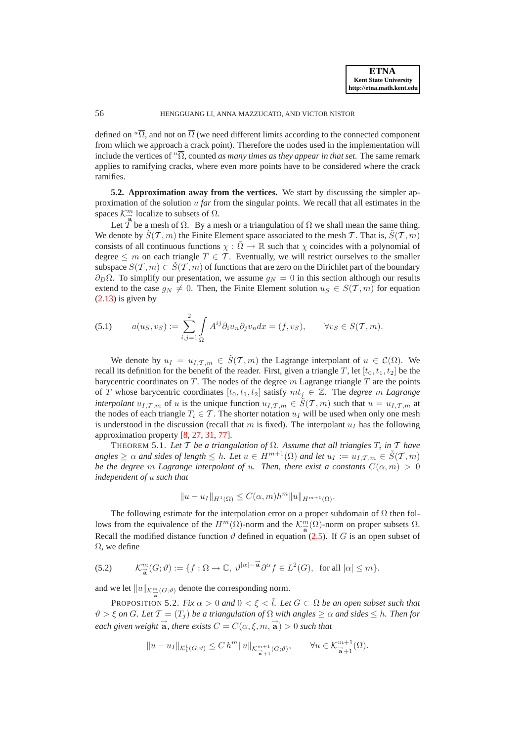defined on ${}^{u}\overline{\Omega}$, and not on $\overline{\Omega}$ (we need different limits according to the connected component from which we approach a crack point). Therefore the nodes used in the implementation will include the vertices of ${}^{u}\overline{\Omega}$, counted *as many times as they appear in that set.* The same remark applies to ramifying cracks, where even more points have to be considered where the crack ramifies.

**5.2. Approximation away from the vertices.** We start by discussing the simpler approximation of the solution $u$ *far* from the singular points. We recall that all estimates in the spaces $\mathcal{K}^m_{\vec{\mathbf{a}}}$ localize to subsets of $\Omega$.

Let $\mathcal{T}$ be a mesh of $\Omega$. By a mesh or a triangulation of $\Omega$ we shall mean the same thing. We denote by $\tilde{S}(\mathcal{T}, m)$ the Finite Element space associated to the mesh $\mathcal{T}$. That is, $\tilde{S}(\mathcal{T}, m)$ consists of all continuous functions $\chi : \bar{\Omega} \to \mathbb{R}$ such that $\chi$ coincides with a polynomial of degree $\leq m$ on each triangle $T \in \mathcal{T}$. Eventually, we will restrict ourselves to the smaller subspace $S(\mathcal{T}, m) \subset \tilde{S}(\mathcal{T}, m)$ of functions that are zero on the Dirichlet part of the boundary $\partial_D\Omega$. To simplify our presentation, we assume $g_N = 0$ in this section although our results extend to the case $g_N \neq 0$. Then, the Finite Element solution $u_S \in S(\mathcal{T}, m)$ for equation (2.13) is given by

$$(5.1) \qquad a(u_S, v_S) := \sum_{i,j=1}^{2} \int_{\Omega} A^{ij} \partial_i u_n \partial_j v_n dx = (f, v_S), \qquad \forall v_S \in S(\mathcal{T}, m).$$

We denote by $u_I = u_{I,\mathcal{T},m} \in \tilde{S}(\mathcal{T}, m)$ the Lagrange interpolant of $u \in \mathcal{C}(\Omega)$. We recall its definition for the benefit of the reader. First, given a triangle $T$, let $[t_0, t_1, t_2]$ be the barycentric coordinates on $T$. The nodes of the degree $m$ Lagrange triangle $T$ are the points of $T$ whose barycentric coordinates $[t_0, t_1, t_2]$ satisfy $mt_j \in \mathbb{Z}$. The *degree $m$ Lagrange interpolant* $u_{I,\mathcal{T},m}$ of $u$ is the unique function $u_{I,\mathcal{T},m} \in \tilde{S}(\mathcal{T}, m)$ such that $u = u_{I,\mathcal{T},m}$ at the nodes of each triangle $T_i \in \mathcal{T}$. The shorter notation $u_I$ will be used when only one mesh is understood in the discussion (recall that $m$ is fixed). The interpolant $u_I$ has the following approximation property [8, 27, 31, 77].

THEOREM 5.1. *Let $\mathcal{T}$ be a triangulation of $\Omega$. Assume that all triangles $T_i$ in $\mathcal{T}$ have angles $\geq \alpha$ and sides of length $\leq h$. Let $u \in H^{m+1}(\Omega)$ and let $u_I := u_{I,\mathcal{T},m} \in \tilde{S}(\mathcal{T}, m)$ be the degree $m$ Lagrange interpolant of $u$. Then, there exist a constants $C(\alpha, m) > 0$ independent of $u$ such that*

$$\|u - u_I\|_{H^1(\Omega)} \leq C(\alpha, m) h^m \|u\|_{H^{m+1}(\Omega)}.$$

The following estimate for the interpolation error on a proper subdomain of $\Omega$ then follows from the equivalence of the $H^m(\Omega)$-norm and the $\mathcal{K}^m_{\vec{\mathbf{a}}}(\Omega)$-norm on proper subsets $\Omega$. Recall the modified distance function $\vartheta$ defined in equation (2.5). If $G$ is an open subset of $\Omega$, we define

$$(5.2) \qquad \mathcal{K}^m_{\vec{\mathbf{a}}}(G; \vartheta) := \{f : \Omega \to \mathbb{C},\ \vartheta^{|\alpha| - \vec{\mathbf{a}}} \partial^\alpha f \in L^2(G), \ \text{ for all } |\alpha| \leq m\}.$$

and we let $\|u\|_{\mathcal{K}^m_{\vec{\mathbf{a}}}(G;\vartheta)}$ denote the corresponding norm.

PROPOSITION 5.2. *Fix $\alpha > 0$ and $0 < \xi < \tilde{l}$. Let $G \subset \Omega$ be an open subset such that $\vartheta > \xi$ on $G$. Let $\mathcal{T} = (T_j)$ be a triangulation of $\Omega$ with angles $\geq \alpha$ and sides $\leq h$. Then for each given weight $\vec{\mathbf{a}}$, there exists $C = C(\alpha, \xi, m, \vec{\mathbf{a}}) > 0$ such that*

$$\|u - u_I\|_{\mathcal{K}^1_1(G;\vartheta)} \leq C\, h^m \|u\|_{\mathcal{K}^{m+1}_{\vec{\mathbf{a}}+1}(G;\vartheta)}, \qquad \forall u \in \mathcal{K}^{m+1}_{\vec{\mathbf{a}}+1}(\Omega).$$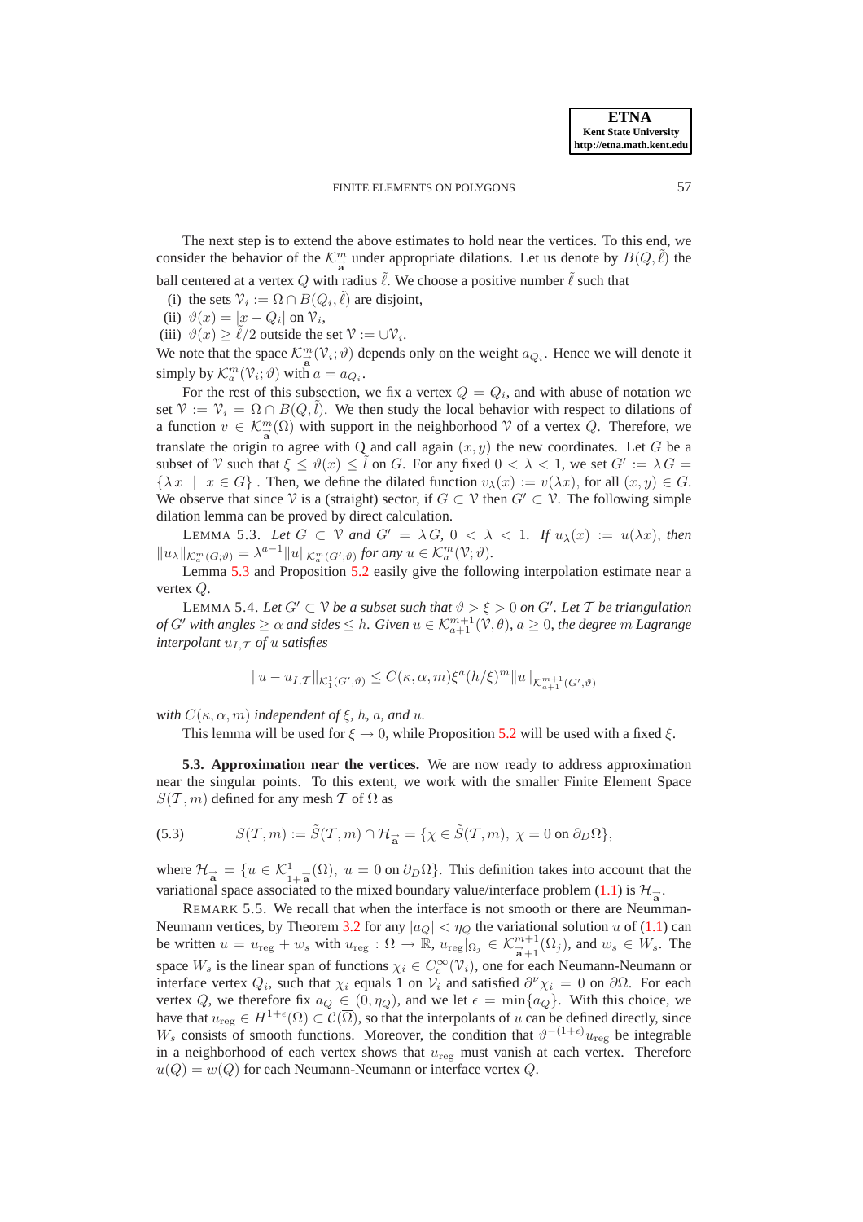The next step is to extend the above estimates to hold near the vertices. To this end, we consider the behavior of the $\mathcal{K}^m_{\vec{\mathbf{a}}}$ under appropriate dilations. Let us denote by $B(Q, \tilde{\ell})$ the ball centered at a vertex $Q$ with radius $\tilde{\ell}$. We choose a positive number $\tilde{\ell}$ such that

- (i) the sets $\mathcal{V}_i := \Omega \cap B(Q_i, \tilde{\ell})$ are disjoint,
- (ii) $\vartheta(x) = |x - Q_i|$ on $\mathcal{V}_i$,
- (iii) $\vartheta(x) \geq \tilde{\ell}/2$ outside the set $\mathcal{V} := \cup \mathcal{V}_i$.

We note that the space $\mathcal{K}^m_{\vec{\mathbf{a}}}(\mathcal{V}_i; \vartheta)$ depends only on the weight $a_{Q_i}$. Hence we will denote it simply by $\mathcal{K}^m_a(\mathcal{V}_i; \vartheta)$ with $a = a_{Q_i}$.

For the rest of this subsection, we fix a vertex $Q = Q_i$, and with abuse of notation we set $\mathcal{V} := \mathcal{V}_i = \Omega \cap B(Q, \tilde{l})$. We then study the local behavior with respect to dilations of a function $v \in \mathcal{K}^m_{\vec{\mathbf{a}}}(\Omega)$ with support in the neighborhood $\mathcal{V}$ of a vertex $Q$. Therefore, we translate the origin to agree with Q and call again $(x, y)$ the new coordinates. Let $G$ be a subset of $\mathcal{V}$ such that $\xi \leq \vartheta(x) \leq \tilde{l}$ on $G$. For any fixed $0 < \lambda < 1$, we set $G' := \lambda G = \{\lambda x \mid x \in G\}$ . Then, we define the dilated function $v_\lambda(x) := v(\lambda x)$, for all $(x, y) \in G$. We observe that since $\mathcal{V}$ is a (straight) sector, if $G \subset \mathcal{V}$ then $G' \subset \mathcal{V}$. The following simple dilation lemma can be proved by direct calculation.

LEMMA 5.3. *Let $G \subset \mathcal{V}$ and $G' = \lambda G$, $0 < \lambda < 1$. If $u_\lambda(x) := u(\lambda x)$, then $\|u_\lambda\|_{\mathcal{K}^m_a(G;\vartheta)} = \lambda^{a-1} \|u\|_{\mathcal{K}^m_a(G';\vartheta)}$ for any $u \in \mathcal{K}^m_a(\mathcal{V}; \vartheta)$.*

Lemma 5.3 and Proposition 5.2 easily give the following interpolation estimate near a vertex $Q$.

LEMMA 5.4. *Let $G' \subset \mathcal{V}$ be a subset such that $\vartheta > \xi > 0$ on $G'$. Let $\mathcal{T}$ be triangulation of $G'$ with angles $\geq \alpha$ and sides $\leq h$. Given $u \in \mathcal{K}^{m+1}_{a+1}(\mathcal{V}, \theta)$, $a \geq 0$, the degree $m$ Lagrange interpolant $u_{I,\mathcal{T}}$ of $u$ satisfies*

$$\|u - u_{I,\mathcal{T}}\|_{\mathcal{K}^1_1(G',\vartheta)} \leq C(\kappa, \alpha, m) \xi^a (h/\xi)^m \|u\|_{\mathcal{K}^{m+1}_{a+1}(G',\vartheta)}$$

*with $C(\kappa, \alpha, m)$ independent of $\xi$, $h$, $a$, and $u$.*

This lemma will be used for $\xi \to 0$, while Proposition 5.2 will be used with a fixed $\xi$.

**5.3. Approximation near the vertices.** We are now ready to address approximation near the singular points. To this extent, we work with the smaller Finite Element Space $S(\mathcal{T}, m)$ defined for any mesh $\mathcal{T}$ of $\Omega$ as

$$S(\mathcal{T}, m) := \tilde{S}(\mathcal{T}, m) \cap \mathcal{H}_{\vec{\mathbf{a}}} = \{\chi \in \tilde{S}(\mathcal{T}, m),\ \chi = 0 \text{ on } \partial_D \Omega\}, \tag{5.3}$$

where $\mathcal{H}_{\vec{\mathbf{a}}} = \{u \in \mathcal{K}^1_{1+\vec{\mathbf{a}}}(\Omega),\ u = 0 \text{ on } \partial_D \Omega\}$. This definition takes into account that the variational space associated to the mixed boundary value/interface problem (1.1) is $\mathcal{H}_{\vec{\mathbf{a}}}$.

REMARK 5.5. We recall that when the interface is not smooth or there are Neumann-Neumann vertices, by Theorem 3.2 for any $|a_Q| < \eta_Q$ the variational solution $u$ of (1.1) can be written $u = u_{\text{reg}} + w_s$ with $u_{\text{reg}} : \Omega \to \mathbb{R}$, $u_{\text{reg}}|_{\Omega_j} \in \mathcal{K}^{m+1}_{\vec{\mathbf{a}}+1}(\Omega_j)$, and $w_s \in W_s$. The space $W_s$ is the linear span of functions $\chi_i \in C^\infty_c(\mathcal{V}_i)$, one for each Neumann-Neumann or interface vertex $Q_i$, such that $\chi_i$ equals 1 on $\mathcal{V}_i$ and satisfied $\partial^\nu \chi_i = 0$ on $\partial\Omega$. For each vertex $Q$, we therefore fix $a_Q \in (0, \eta_Q)$, and we let $\epsilon = \min\{a_Q\}$. With this choice, we have that $u_{\text{reg}} \in H^{1+\epsilon}(\Omega) \subset \mathcal{C}(\overline{\Omega})$, so that the interpolants of $u$ can be defined directly, since $W_s$ consists of smooth functions. Moreover, the condition that $\vartheta^{-(1+\epsilon)} u_{\text{reg}}$ be integrable in a neighborhood of each vertex shows that $u_{\text{reg}}$ must vanish at each vertex. Therefore $u(Q) = w(Q)$ for each Neumann-Neumann or interface vertex $Q$.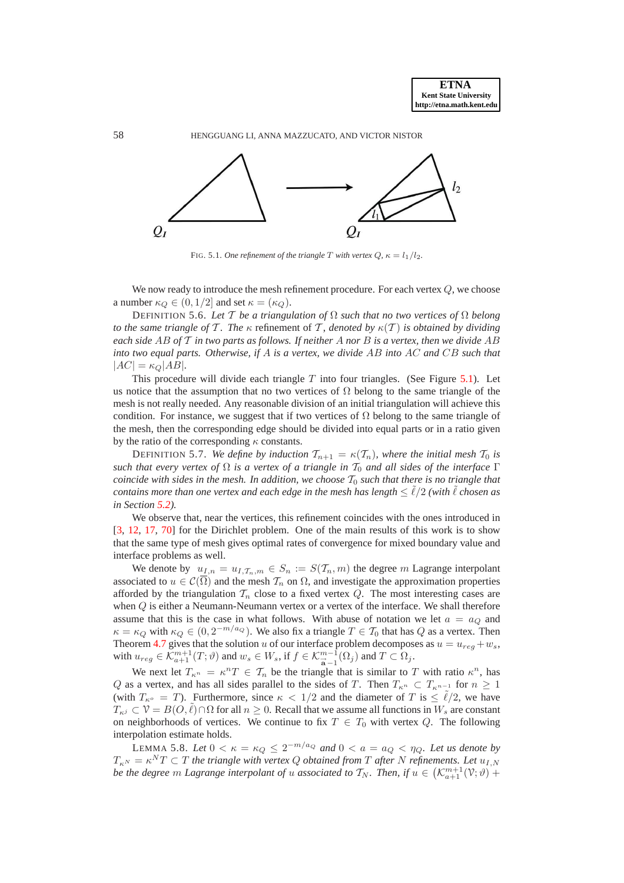FIG. 5.1. *One refinement of the triangle $T$ with vertex $Q$, $\kappa = l_1/l_2$.*

We now ready to introduce the mesh refinement procedure. For each vertex $Q$, we choose a number $\kappa_Q \in (0, 1/2]$ and set $\kappa = (\kappa_Q)$.

DEFINITION 5.6. *Let $\mathcal{T}$ be a triangulation of $\Omega$ such that no two vertices of $\Omega$ belong to the same triangle of $\mathcal{T}$. The $\kappa$* refinement of $\mathcal{T}$, *denoted by $\kappa(\mathcal{T})$ is obtained by dividing each side $AB$ of $\mathcal{T}$ in two parts as follows. If neither $A$ nor $B$ is a vertex, then we divide $AB$ into two equal parts. Otherwise, if $A$ is a vertex, we divide $AB$ into $AC$ and $CB$ such that $|AC| = \kappa_Q |AB|$.*

This procedure will divide each triangle $T$ into four triangles. (See Figure 5.1). Let us notice that the assumption that no two vertices of $\Omega$ belong to the same triangle of the mesh is not really needed. Any reasonable division of an initial triangulation will achieve this condition. For instance, we suggest that if two vertices of $\Omega$ belong to the same triangle of the mesh, then the corresponding edge should be divided into equal parts or in a ratio given by the ratio of the corresponding $\kappa$ constants.

DEFINITION 5.7. *We define by induction $\mathcal{T}_{n+1} = \kappa(\mathcal{T}_n)$, where the initial mesh $\mathcal{T}_0$ is such that every vertex of $\Omega$ is a vertex of a triangle in $\mathcal{T}_0$ and all sides of the interface $\Gamma$ coincide with sides in the mesh. In addition, we choose $\mathcal{T}_0$ such that there is no triangle that contains more than one vertex and each edge in the mesh has length $\leq \tilde{\ell}/2$ (with $\tilde{\ell}$ chosen as in Section 5.2).*

We observe that, near the vertices, this refinement coincides with the ones introduced in [3, 12, 17, 70] for the Dirichlet problem. One of the main results of this work is to show that the same type of mesh gives optimal rates of convergence for mixed boundary value and interface problems as well.

We denote by $u_{I,n} = u_{I,\mathcal{T}_n,m} \in S_n := S(\mathcal{T}_n, m)$ the degree $m$ Lagrange interpolant associated to $u \in \mathcal{C}(\overline{\Omega})$ and the mesh $\mathcal{T}_n$ on $\Omega$, and investigate the approximation properties afforded by the triangulation $\mathcal{T}_n$ close to a fixed vertex $Q$. The most interesting cases are when $Q$ is either a Neumann-Neumann vertex or a vertex of the interface. We shall therefore assume that this is the case in what follows. With abuse of notation we let $a = a_Q$ and $\kappa = \kappa_Q$ with $\kappa_Q \in (0, 2^{-m/a_Q})$. We also fix a triangle $T \in \mathcal{T}_0$ that has $Q$ as a vertex. Then Theorem 4.7 gives that the solution $u$ of our interface problem decomposes as $u = u_{reg} + w_s$, with $u_{reg} \in \mathcal{K}^{m+1}_{a+1}(T; \vartheta)$ and $w_s \in W_s$, if $f \in \mathcal{K}^{m-1}_{\mathbf{a}-1}(\Omega_j)$ and $T \subset \Omega_j$.

We next let $T_{\kappa^n} = \kappa^n T \in \mathcal{T}_n$ be the triangle that is similar to $T$ with ratio $\kappa^n$, has $Q$ as a vertex, and has all sides parallel to the sides of $T$. Then $T_{\kappa^n} \subset T_{\kappa^{n-1}}$ for $n \geq 1$ (with $T_{\kappa^0} = T$). Furthermore, since $\kappa < 1/2$ and the diameter of $T$ is $\leq \tilde{\ell}/2$, we have $T_{\kappa^j} \subset \mathcal{V} = B(O, \tilde{\ell}) \cap \Omega$ for all $n \geq 0$. Recall that we assume all functions in $W_s$ are constant on neighborhoods of vertices. We continue to fix $T \in \mathcal{T}_0$ with vertex $Q$. The following interpolation estimate holds.

LEMMA 5.8. *Let $0 < \kappa = \kappa_Q \leq 2^{-m/a_Q}$ and $0 < a = a_Q < \eta_Q$. Let us denote by $T_{\kappa^N} = \kappa^N T \subset T$ the triangle with vertex $Q$ obtained from $T$ after $N$ refinements. Let $u_{I,N}$ be the degree $m$ Lagrange interpolant of $u$ associated to $\mathcal{T}_N$. Then, if $u \in \big(\mathcal{K}^{m+1}_{a+1}(\mathcal{V}; \vartheta) +$*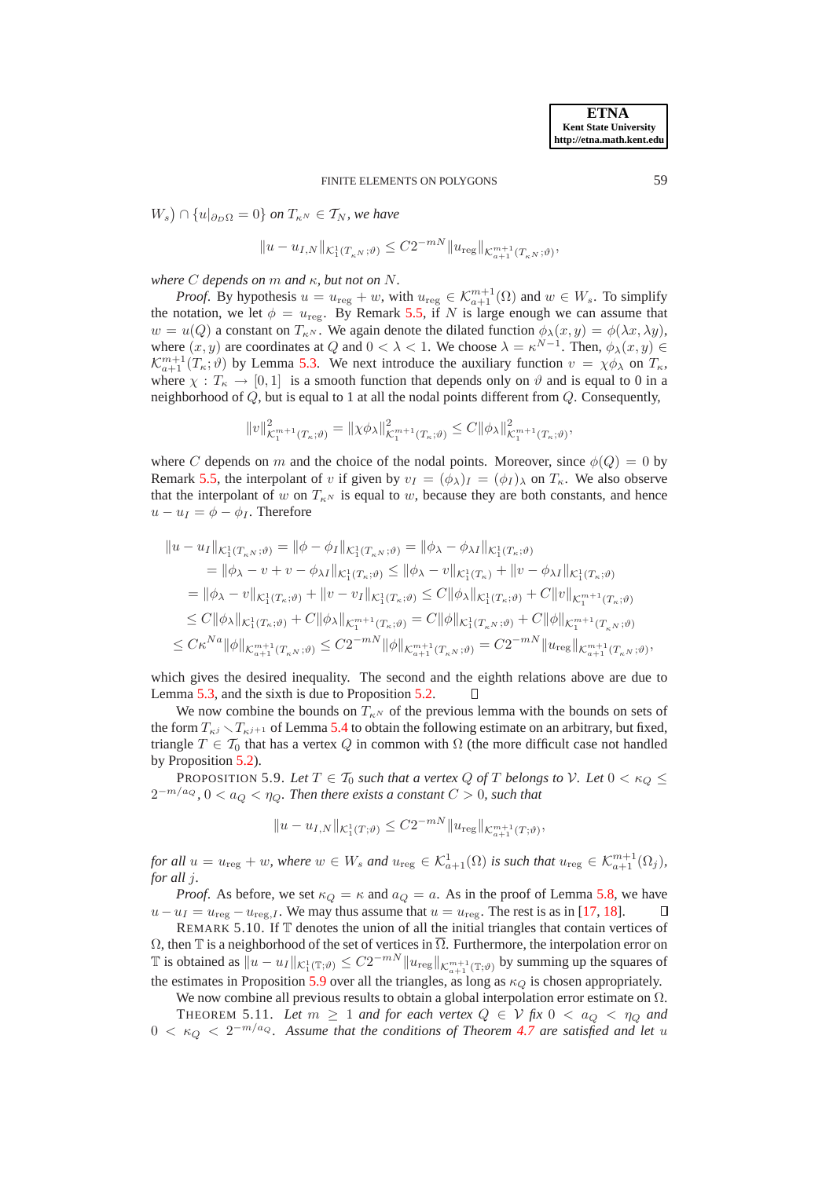$W_s) \cap \{u|_{\partial_D \Omega} = 0\}$ *on* $T_{\kappa^N} \in \mathcal{T}_N$*, we have*

$$\|u - u_{I,N}\|_{\mathcal{K}^1_1(T_{\kappa^N};\vartheta)} \leq C 2^{-mN} \|u_{\mathrm{reg}}\|_{\mathcal{K}^{m+1}_{a+1}(T_{\kappa^N};\vartheta)},$$

*where* $C$ *depends on* $m$ *and* $\kappa$*, but not on* $N$.

*Proof.* By hypothesis $u = u_{\mathrm{reg}} + w$, with $u_{\mathrm{reg}} \in \mathcal{K}^{m+1}_{a+1}(\Omega)$ and $w \in W_s$. To simplify the notation, we let $\phi = u_{\mathrm{reg}}$. By Remark 5.5, if $N$ is large enough we can assume that $w = u(Q)$ a constant on $T_{\kappa^N}$. We again denote the dilated function $\phi_\lambda(x,y) = \phi(\lambda x, \lambda y)$, where $(x,y)$ are coordinates at $Q$ and $0 < \lambda < 1$. We choose $\lambda = \kappa^{N-1}$. Then, $\phi_\lambda(x,y) \in \mathcal{K}^{m+1}_{a+1}(T_\kappa;\vartheta)$ by Lemma 5.3. We next introduce the auxiliary function $v = \chi\phi_\lambda$ on $T_\kappa$, where $\chi : T_\kappa \to [0,1]$ is a smooth function that depends only on $\vartheta$ and is equal to 0 in a neighborhood of $Q$, but is equal to 1 at all the nodal points different from $Q$. Consequently,

$$\|v\|^2_{\mathcal{K}^{m+1}_1(T_\kappa;\vartheta)} = \|\chi\phi_\lambda\|^2_{\mathcal{K}^{m+1}_1(T_\kappa;\vartheta)} \leq C\|\phi_\lambda\|^2_{\mathcal{K}^{m+1}_1(T_\kappa;\vartheta)},$$

where $C$ depends on $m$ and the choice of the nodal points. Moreover, since $\phi(Q) = 0$ by Remark 5.5, the interpolant of $v$ if given by $v_I = (\phi_\lambda)_I = (\phi_I)_\lambda$ on $T_\kappa$. We also observe that the interpolant of $w$ on $T_{\kappa^N}$ is equal to $w$, because they are both constants, and hence $u - u_I = \phi - \phi_I$. Therefore

$$\begin{aligned}
\|u - u_I\|_{\mathcal{K}^1_1(T_{\kappa^N};\vartheta)} &= \|\phi - \phi_I\|_{\mathcal{K}^1_1(T_{\kappa^N};\vartheta)} = \|\phi_\lambda - \phi_{\lambda I}\|_{\mathcal{K}^1_1(T_\kappa;\vartheta)} \\
&= \|\phi_\lambda - v + v - \phi_{\lambda I}\|_{\mathcal{K}^1_1(T_\kappa;\vartheta)} \leq \|\phi_\lambda - v\|_{\mathcal{K}^1_1(T_\kappa)} + \|v - \phi_{\lambda I}\|_{\mathcal{K}^1_1(T_\kappa;\vartheta)} \\
&= \|\phi_\lambda - v\|_{\mathcal{K}^1_1(T_\kappa;\vartheta)} + \|v - v_I\|_{\mathcal{K}^1_1(T_\kappa;\vartheta)} \leq C\|\phi_\lambda\|_{\mathcal{K}^1_1(T_\kappa;\vartheta)} + C\|v\|_{\mathcal{K}^{m+1}_1(T_\kappa;\vartheta)} \\
&\leq C\|\phi_\lambda\|_{\mathcal{K}^1_1(T_\kappa;\vartheta)} + C\|\phi_\lambda\|_{\mathcal{K}^{m+1}_1(T_\kappa;\vartheta)} = C\|\phi\|_{\mathcal{K}^1_1(T_{\kappa^N};\vartheta)} + C\|\phi\|_{\mathcal{K}^{m+1}_1(T_{\kappa^N};\vartheta)} \\
&\leq C\kappa^{Na}\|\phi\|_{\mathcal{K}^{m+1}_{a+1}(T_{\kappa^N};\vartheta)} \leq C2^{-mN}\|\phi\|_{\mathcal{K}^{m+1}_{a+1}(T_{\kappa^N};\vartheta)} = C2^{-mN}\|u_{\mathrm{reg}}\|_{\mathcal{K}^{m+1}_{a+1}(T_{\kappa^N};\vartheta)},
\end{aligned}$$

which gives the desired inequality. The second and the eighth relations above are due to Lemma 5.3, and the sixth is due to Proposition 5.2. ∎

We now combine the bounds on $T_{\kappa^N}$ of the previous lemma with the bounds on sets of the form $T_{\kappa^j} \smallsetminus T_{\kappa^{j+1}}$ of Lemma 5.4 to obtain the following estimate on an arbitrary, but fixed, triangle $T \in \mathcal{T}_0$ that has a vertex $Q$ in common with $\Omega$ (the more difficult case not handled by Proposition 5.2).

PROPOSITION 5.9. *Let* $T \in \mathcal{T}_0$ *such that a vertex* $Q$ *of* $T$ *belongs to* $\mathcal{V}$*. Let* $0 < \kappa_Q \leq 2^{-m/a_Q}$*,* $0 < a_Q < \eta_Q$*. Then there exists a constant* $C > 0$*, such that*

$$\|u - u_{I,N}\|_{\mathcal{K}^1_1(T;\vartheta)} \leq C2^{-mN}\|u_{\mathrm{reg}}\|_{\mathcal{K}^{m+1}_{a+1}(T;\vartheta)},$$

*for all* $u = u_{\mathrm{reg}} + w$*, where* $w \in W_s$ *and* $u_{\mathrm{reg}} \in \mathcal{K}^1_{a+1}(\Omega)$ *is such that* $u_{\mathrm{reg}} \in \mathcal{K}^{m+1}_{a+1}(\Omega_j)$*, for all* $j$*.*

*Proof.* As before, we set $\kappa_Q = \kappa$ and $a_Q = a$. As in the proof of Lemma 5.8, we have $u - u_I = u_{\mathrm{reg}} - u_{\mathrm{reg},I}$. We may thus assume that $u = u_{\mathrm{reg}}$. The rest is as in [17, 18]. ∎

REMARK 5.10. If $\mathbb{T}$ denotes the union of all the initial triangles that contain vertices of $\Omega$, then $\mathbb{T}$ is a neighborhood of the set of vertices in $\overline{\Omega}$. Furthermore, the interpolation error on $\mathbb{T}$ is obtained as $\|u - u_I\|_{\mathcal{K}^1_1(\mathbb{T};\vartheta)} \leq C2^{-mN}\|u_{\mathrm{reg}}\|_{\mathcal{K}^{m+1}_{a+1}(\mathbb{T};\vartheta)}$ by summing up the squares of the estimates in Proposition 5.9 over all the triangles, as long as $\kappa_Q$ is chosen appropriately.

We now combine all previous results to obtain a global interpolation error estimate on $\Omega$.

THEOREM 5.11. *Let* $m \geq 1$ *and for each vertex* $Q \in \mathcal{V}$ *fix* $0 < a_Q < \eta_Q$ *and* $0 < \kappa_Q < 2^{-m/a_Q}$*. Assume that the conditions of Theorem 4.7 are satisfied and let* $u$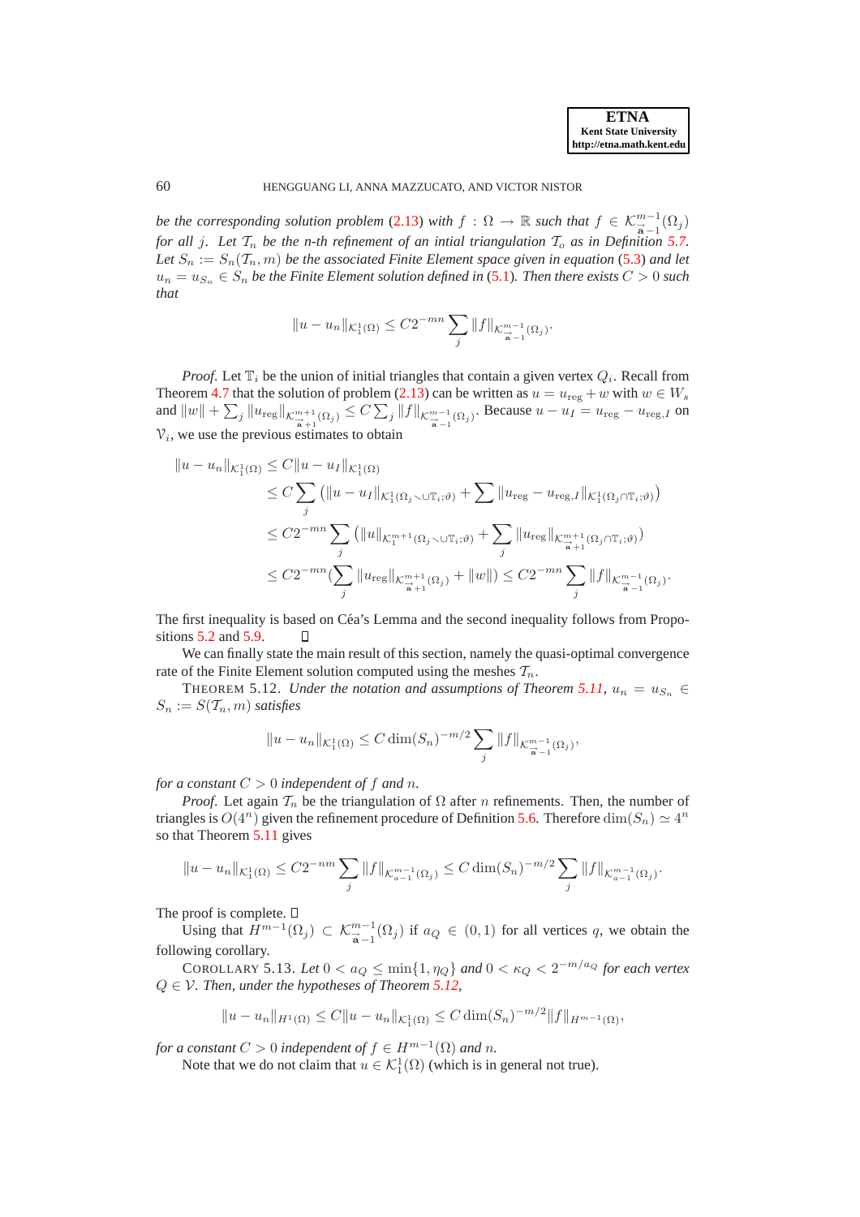*be the corresponding solution problem* (2.13) *with* $f : \Omega \to \mathbb{R}$ *such that* $f \in \mathcal{K}^{m-1}_{\vec{\mathbf{a}}-1}(\Omega_j)$ *for all* $j$*. Let* $\mathcal{T}_n$ *be the n-th refinement of an intial triangulation* $\mathcal{T}_o$ *as in Definition* 5.7*. Let* $S_n := S_n(\mathcal{T}_n, m)$ *be the associated Finite Element space given in equation* (5.3) *and let* $u_n = u_{S_n} \in S_n$ *be the Finite Element solution defined in* (5.1)*. Then there exists* $C > 0$ *such that*

$$\|u - u_n\|_{\mathcal{K}^1_1(\Omega)} \leq C 2^{-mn} \sum_j \|f\|_{\mathcal{K}^{m-1}_{\vec{\mathbf{a}}-1}(\Omega_j)}.$$

*Proof*. Let $\mathbb{T}_i$ be the union of initial triangles that contain a given vertex $Q_i$. Recall from Theorem 4.7 that the solution of problem (2.13) can be written as $u = u_{\text{reg}} + w$ with $w \in W_s$ and $\|w\| + \sum_j \|u_{\text{reg}}\|_{\mathcal{K}^{m+1}_{\vec{\mathbf{a}}+1}(\Omega_j)} \leq C \sum_j \|f\|_{\mathcal{K}^{m-1}_{\vec{\mathbf{a}}-1}(\Omega_j)}$. Because $u - u_I = u_{\text{reg}} - u_{\text{reg},I}$ on $\mathcal{V}_i$, we use the previous estimates to obtain

$$\begin{aligned}
\|u - u_n\|_{\mathcal{K}^1_1(\Omega)} &\leq C\|u - u_I\|_{\mathcal{K}^1_1(\Omega)} \\
&\leq C \sum_j \left( \|u - u_I\|_{\mathcal{K}^1_1(\Omega_j \smallsetminus \cup \mathbb{T}_i;\vartheta)} + \sum \|u_{\text{reg}} - u_{\text{reg},I}\|_{\mathcal{K}^1_1(\Omega_j \cap \mathbb{T}_i;\vartheta)} \right) \\
&\leq C 2^{-mn} \sum_j \left( \|u\|_{\mathcal{K}^{m+1}_1(\Omega_j \smallsetminus \cup \mathbb{T}_i;\vartheta)} + \sum_j \|u_{\text{reg}}\|_{\mathcal{K}^{m+1}_{\vec{\mathbf{a}}+1}(\Omega_j \cap \mathbb{T}_i;\vartheta)} \right) \\
&\leq C 2^{-mn} \left( \sum_j \|u_{\text{reg}}\|_{\mathcal{K}^{m+1}_{\vec{\mathbf{a}}+1}(\Omega_j)} + \|w\| \right) \leq C 2^{-mn} \sum_j \|f\|_{\mathcal{K}^{m-1}_{\vec{\mathbf{a}}-1}(\Omega_j)}.
\end{aligned}$$

The first inequality is based on Céa's Lemma and the second inequality follows from Propositions 5.2 and 5.9. □

We can finally state the main result of this section, namely the quasi-optimal convergence rate of the Finite Element solution computed using the meshes $\mathcal{T}_n$.

THEOREM 5.12. *Under the notation and assumptions of Theorem* 5.11*,* $u_n = u_{S_n} \in S_n := S(\mathcal{T}_n, m)$ *satisfies*

$$\|u - u_n\|_{\mathcal{K}^1_1(\Omega)} \leq C \dim(S_n)^{-m/2} \sum_j \|f\|_{\mathcal{K}^{m-1}_{\vec{\mathbf{a}}-1}(\Omega_j)},$$

*for a constant* $C > 0$ *independent of* $f$ *and* $n$*.*

*Proof*. Let again $\mathcal{T}_n$ be the triangulation of $\Omega$ after $n$ refinements. Then, the number of triangles is $O(4^n)$ given the refinement procedure of Definition 5.6. Therefore $\dim(S_n) \simeq 4^n$ so that Theorem 5.11 gives

$$\|u - u_n\|_{\mathcal{K}^1_1(\Omega)} \leq C 2^{-nm} \sum_j \|f\|_{\mathcal{K}^{m-1}_{a-1}(\Omega_j)} \leq C \dim(S_n)^{-m/2} \sum_j \|f\|_{\mathcal{K}^{m-1}_{a-1}(\Omega_j)}.$$

The proof is complete. □

Using that $H^{m-1}(\Omega_j) \subset \mathcal{K}^{m-1}_{\vec{\mathbf{a}}-1}(\Omega_j)$ if $a_Q \in (0, 1)$ for all vertices $q$, we obtain the following corollary.

COROLLARY 5.13. *Let* $0 < a_Q \leq \min\{1, \eta_Q\}$ *and* $0 < \kappa_Q < 2^{-m/a_Q}$ *for each vertex* $Q \in \mathcal{V}$*. Then, under the hypotheses of Theorem* 5.12*,*

$$\|u - u_n\|_{H^1(\Omega)} \leq C\|u - u_n\|_{\mathcal{K}^1_1(\Omega)} \leq C \dim(S_n)^{-m/2} \|f\|_{H^{m-1}(\Omega)},$$

*for a constant* $C > 0$ *independent of* $f \in H^{m-1}(\Omega)$ *and* $n$*.*

Note that we do not claim that $u \in \mathcal{K}^1_1(\Omega)$ (which is in general not true).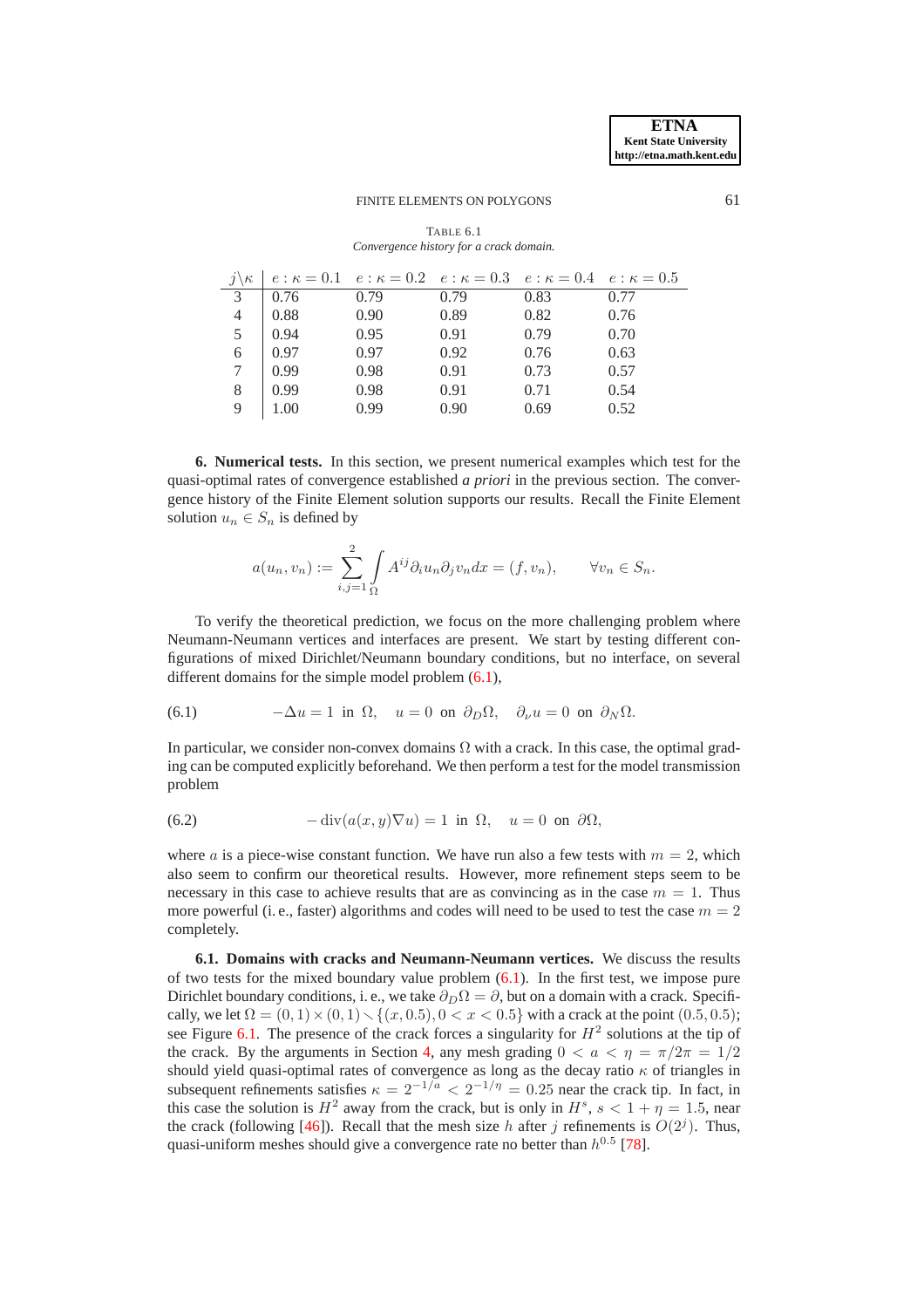TABLE 6.1
*Convergence history for a crack domain.*

| $j\backslash\kappa$ | $e:\kappa=0.1$ | $e:\kappa=0.2$ | $e:\kappa=0.3$ | $e:\kappa=0.4$ | $e:\kappa=0.5$ |
|---|---|---|---|---|---|
| 3 | 0.76 | 0.79 | 0.79 | 0.83 | 0.77 |
| 4 | 0.88 | 0.90 | 0.89 | 0.82 | 0.76 |
| 5 | 0.94 | 0.95 | 0.91 | 0.79 | 0.70 |
| 6 | 0.97 | 0.97 | 0.92 | 0.76 | 0.63 |
| 7 | 0.99 | 0.98 | 0.91 | 0.73 | 0.57 |
| 8 | 0.99 | 0.98 | 0.91 | 0.71 | 0.54 |
| 9 | 1.00 | 0.99 | 0.90 | 0.69 | 0.52 |

**6. Numerical tests.** In this section, we present numerical examples which test for the quasi-optimal rates of convergence established *a priori* in the previous section. The convergence history of the Finite Element solution supports our results. Recall the Finite Element solution $u_n \in S_n$ is defined by

$$a(u_n, v_n) := \sum_{i,j=1}^{2} \int_{\Omega} A^{ij} \partial_i u_n \partial_j v_n dx = (f, v_n), \qquad \forall v_n \in S_n.$$

To verify the theoretical prediction, we focus on the more challenging problem where Neumann-Neumann vertices and interfaces are present. We start by testing different configurations of mixed Dirichlet/Neumann boundary conditions, but no interface, on several different domains for the simple model problem (6.1),

$$-\Delta u = 1 \text{ in } \Omega, \quad u = 0 \text{ on } \partial_D \Omega, \quad \partial_\nu u = 0 \text{ on } \partial_N \Omega. \tag{6.1}$$

In particular, we consider non-convex domains $\Omega$ with a crack. In this case, the optimal grading can be computed explicitly beforehand. We then perform a test for the model transmission problem

$$-\operatorname{div}(a(x,y)\nabla u) = 1 \text{ in } \Omega, \quad u = 0 \text{ on } \partial\Omega, \tag{6.2}$$

where $a$ is a piece-wise constant function. We have run also a few tests with $m = 2$, which also seem to confirm our theoretical results. However, more refinement steps seem to be necessary in this case to achieve results that are as convincing as in the case $m = 1$. Thus more powerful (i. e., faster) algorithms and codes will need to be used to test the case $m = 2$ completely.

**6.1. Domains with cracks and Neumann-Neumann vertices.** We discuss the results of two tests for the mixed boundary value problem (6.1). In the first test, we impose pure Dirichlet boundary conditions, i. e., we take $\partial_D \Omega = \partial$, but on a domain with a crack. Specifically, we let $\Omega = (0,1) \times (0,1) \smallsetminus \{(x, 0.5), 0 < x < 0.5\}$ with a crack at the point $(0.5, 0.5)$; see Figure 6.1. The presence of the crack forces a singularity for $H^2$ solutions at the tip of the crack. By the arguments in Section 4, any mesh grading $0 < a < \eta = \pi/2\pi = 1/2$ should yield quasi-optimal rates of convergence as long as the decay ratio $\kappa$ of triangles in subsequent refinements satisfies $\kappa = 2^{-1/a} < 2^{-1/\eta} = 0.25$ near the crack tip. In fact, in this case the solution is $H^2$ away from the crack, but is only in $H^s$, $s < 1 + \eta = 1.5$, near the crack (following [46]). Recall that the mesh size $h$ after $j$ refinements is $O(2^j)$. Thus, quasi-uniform meshes should give a convergence rate no better than $h^{0.5}$ [78].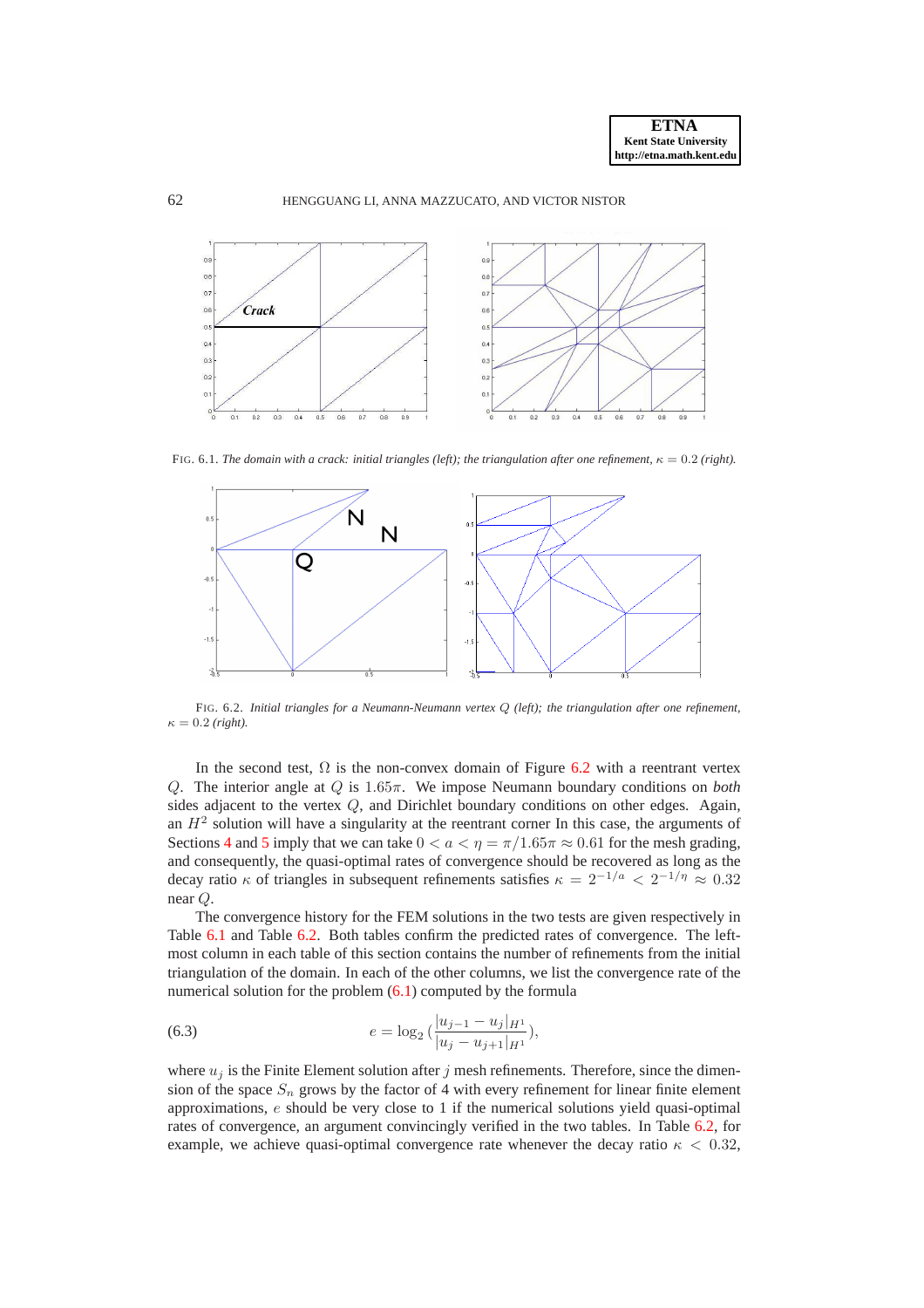FIG. 6.1. *The domain with a crack: initial triangles (left); the triangulation after one refinement, $\kappa = 0.2$ (right).*

FIG. 6.2. *Initial triangles for a Neumann-Neumann vertex $Q$ (left); the triangulation after one refinement, $\kappa = 0.2$ (right).*

In the second test, $\Omega$ is the non-convex domain of Figure 6.2 with a reentrant vertex $Q$. The interior angle at $Q$ is $1.65\pi$. We impose Neumann boundary conditions on *both* sides adjacent to the vertex $Q$, and Dirichlet boundary conditions on other edges. Again, an $H^2$ solution will have a singularity at the reentrant corner In this case, the arguments of Sections 4 and 5 imply that we can take $0 < a < \eta = \pi/1.65\pi \approx 0.61$ for the mesh grading, and consequently, the quasi-optimal rates of convergence should be recovered as long as the decay ratio $\kappa$ of triangles in subsequent refinements satisfies $\kappa = 2^{-1/a} < 2^{-1/\eta} \approx 0.32$ near $Q$.

The convergence history for the FEM solutions in the two tests are given respectively in Table 6.1 and Table 6.2. Both tables confirm the predicted rates of convergence. The leftmost column in each table of this section contains the number of refinements from the initial triangulation of the domain. In each of the other columns, we list the convergence rate of the numerical solution for the problem (6.1) computed by the formula

$$e = \log_2 \left( \frac{|u_{j-1} - u_j|_{H^1}}{|u_j - u_{j+1}|_{H^1}} \right), \tag{6.3}$$

where $u_j$ is the Finite Element solution after $j$ mesh refinements. Therefore, since the dimension of the space $S_n$ grows by the factor of 4 with every refinement for linear finite element approximations, $e$ should be very close to 1 if the numerical solutions yield quasi-optimal rates of convergence, an argument convincingly verified in the two tables. In Table 6.2, for example, we achieve quasi-optimal convergence rate whenever the decay ratio $\kappa < 0.32$,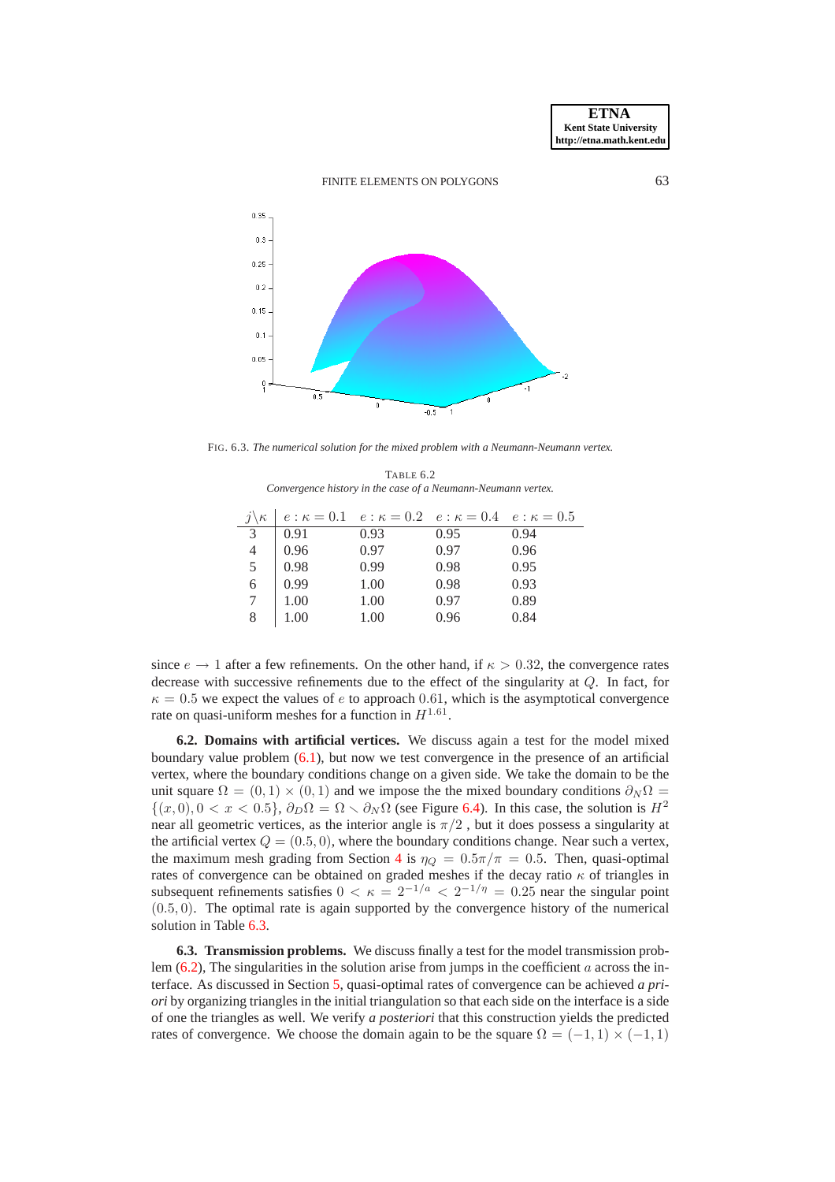FIG. 6.3. *The numerical solution for the mixed problem with a Neumann-Neumann vertex.*

TABLE 6.2
*Convergence history in the case of a Neumann-Neumann vertex.*

| $j\backslash\kappa$ | $e: \kappa = 0.1$ | $e: \kappa = 0.2$ | $e: \kappa = 0.4$ | $e: \kappa = 0.5$ |
|---|---|---|---|---|
| 3 | 0.91 | 0.93 | 0.95 | 0.94 |
| 4 | 0.96 | 0.97 | 0.97 | 0.96 |
| 5 | 0.98 | 0.99 | 0.98 | 0.95 |
| 6 | 0.99 | 1.00 | 0.98 | 0.93 |
| 7 | 1.00 | 1.00 | 0.97 | 0.89 |
| 8 | 1.00 | 1.00 | 0.96 | 0.84 |

since $e \to 1$ after a few refinements. On the other hand, if $\kappa > 0.32$, the convergence rates decrease with successive refinements due to the effect of the singularity at $Q$. In fact, for $\kappa = 0.5$ we expect the values of $e$ to approach $0.61$, which is the asymptotical convergence rate on quasi-uniform meshes for a function in $H^{1.61}$.

**6.2. Domains with artificial vertices.** We discuss again a test for the model mixed boundary value problem (6.1), but now we test convergence in the presence of an artificial vertex, where the boundary conditions change on a given side. We take the domain to be the unit square $\Omega = (0,1) \times (0,1)$ and we impose the the mixed boundary conditions $\partial_N \Omega = \{(x, 0), 0 < x < 0.5\}$, $\partial_D \Omega = \Omega \smallsetminus \partial_N \Omega$ (see Figure 6.4). In this case, the solution is $H^2$ near all geometric vertices, as the interior angle is $\pi/2$ , but it does possess a singularity at the artificial vertex $Q = (0.5, 0)$, where the boundary conditions change. Near such a vertex, the maximum mesh grading from Section 4 is $\eta_Q = 0.5\pi/\pi = 0.5$. Then, quasi-optimal rates of convergence can be obtained on graded meshes if the decay ratio $\kappa$ of triangles in subsequent refinements satisfies $0 < \kappa = 2^{-1/a} < 2^{-1/\eta} = 0.25$ near the singular point $(0.5, 0)$. The optimal rate is again supported by the convergence history of the numerical solution in Table 6.3.

**6.3. Transmission problems.** We discuss finally a test for the model transmission problem (6.2), The singularities in the solution arise from jumps in the coefficient $a$ across the interface. As discussed in Section 5, quasi-optimal rates of convergence can be achieved *a priori* by organizing triangles in the initial triangulation so that each side on the interface is a side of one the triangles as well. We verify *a posteriori* that this construction yields the predicted rates of convergence. We choose the domain again to be the square $\Omega = (-1, 1) \times (-1, 1)$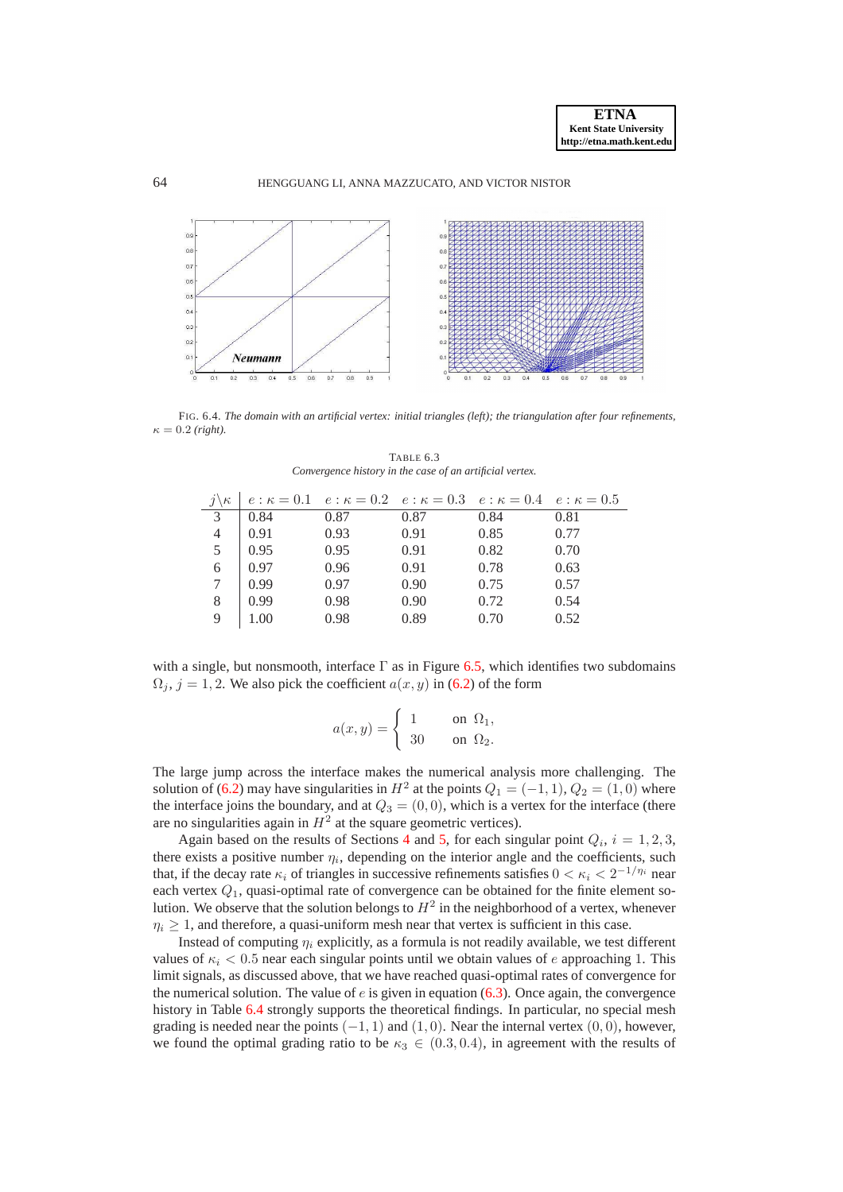FIG. 6.4. *The domain with an artificial vertex: initial triangles (left); the triangulation after four refinements, $\kappa = 0.2$ (right).*

TABLE 6.3
*Convergence history in the case of an artificial vertex.*

| $j\backslash\kappa$ | $e : \kappa = 0.1$ | $e : \kappa = 0.2$ | $e : \kappa = 0.3$ | $e : \kappa = 0.4$ | $e : \kappa = 0.5$ |
|---|---|---|---|---|---|
| 3 | 0.84 | 0.87 | 0.87 | 0.84 | 0.81 |
| 4 | 0.91 | 0.93 | 0.91 | 0.85 | 0.77 |
| 5 | 0.95 | 0.95 | 0.91 | 0.82 | 0.70 |
| 6 | 0.97 | 0.96 | 0.91 | 0.78 | 0.63 |
| 7 | 0.99 | 0.97 | 0.90 | 0.75 | 0.57 |
| 8 | 0.99 | 0.98 | 0.90 | 0.72 | 0.54 |
| 9 | 1.00 | 0.98 | 0.89 | 0.70 | 0.52 |

with a single, but nonsmooth, interface $\Gamma$ as in Figure 6.5, which identifies two subdomains $\Omega_j$, $j = 1, 2$. We also pick the coefficient $a(x, y)$ in (6.2) of the form

$$a(x, y) = \begin{cases} 1 & \text{on } \Omega_1, \\ 30 & \text{on } \Omega_2. \end{cases}$$

The large jump across the interface makes the numerical analysis more challenging. The solution of (6.2) may have singularities in $H^2$ at the points $Q_1 = (-1, 1)$, $Q_2 = (1, 0)$ where the interface joins the boundary, and at $Q_3 = (0, 0)$, which is a vertex for the interface (there are no singularities again in $H^2$ at the square geometric vertices).

Again based on the results of Sections 4 and 5, for each singular point $Q_i$, $i = 1, 2, 3$, there exists a positive number $\eta_i$, depending on the interior angle and the coefficients, such that, if the decay rate $\kappa_i$ of triangles in successive refinements satisfies $0 < \kappa_i < 2^{-1/\eta_i}$ near each vertex $Q_1$, quasi-optimal rate of convergence can be obtained for the finite element solution. We observe that the solution belongs to $H^2$ in the neighborhood of a vertex, whenever $\eta_i \geq 1$, and therefore, a quasi-uniform mesh near that vertex is sufficient in this case.

Instead of computing $\eta_i$ explicitly, as a formula is not readily available, we test different values of $\kappa_i < 0.5$ near each singular points until we obtain values of $e$ approaching 1. This limit signals, as discussed above, that we have reached quasi-optimal rates of convergence for the numerical solution. The value of $e$ is given in equation (6.3). Once again, the convergence history in Table 6.4 strongly supports the theoretical findings. In particular, no special mesh grading is needed near the points $(-1, 1)$ and $(1, 0)$. Near the internal vertex $(0, 0)$, however, we found the optimal grading ratio to be $\kappa_3 \in (0.3, 0.4)$, in agreement with the results of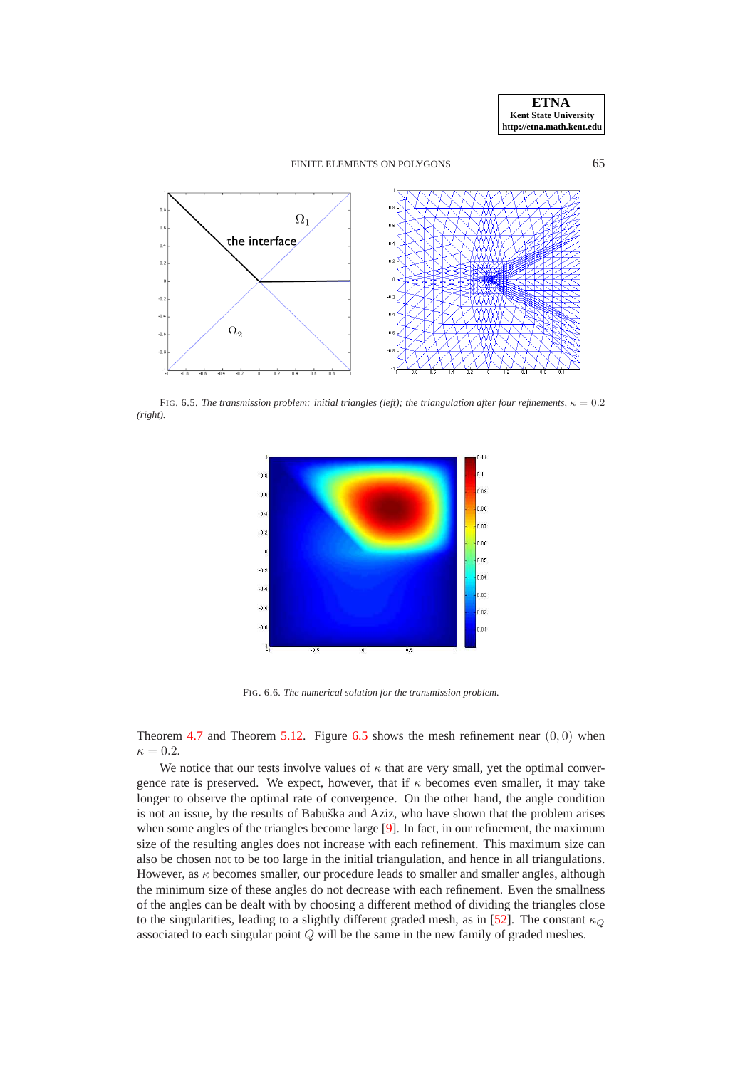FIG. 6.5. *The transmission problem: initial triangles (left); the triangulation after four refinements,* $\kappa = 0.2$ *(right).*

FIG. 6.6. *The numerical solution for the transmission problem.*

Theorem 4.7 and Theorem 5.12. Figure 6.5 shows the mesh refinement near $(0, 0)$ when $\kappa = 0.2$.

We notice that our tests involve values of $\kappa$ that are very small, yet the optimal convergence rate is preserved. We expect, however, that if $\kappa$ becomes even smaller, it may take longer to observe the optimal rate of convergence. On the other hand, the angle condition is not an issue, by the results of Babuška and Aziz, who have shown that the problem arises when some angles of the triangles become large [9]. In fact, in our refinement, the maximum size of the resulting angles does not increase with each refinement. This maximum size can also be chosen not to be too large in the initial triangulation, and hence in all triangulations. However, as $\kappa$ becomes smaller, our procedure leads to smaller and smaller angles, although the minimum size of these angles do not decrease with each refinement. Even the smallness of the angles can be dealt with by choosing a different method of dividing the triangles close to the singularities, leading to a slightly different graded mesh, as in [52]. The constant $\kappa_Q$ associated to each singular point $Q$ will be the same in the new family of graded meshes.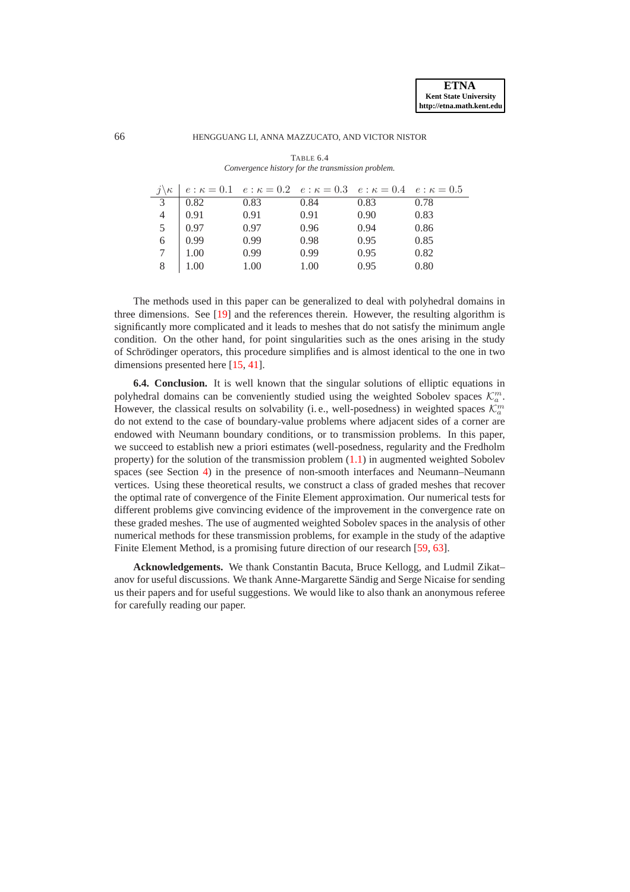TABLE 6.4
*Convergence history for the transmission problem.*

| $j\backslash\kappa$ | $e:\kappa=0.1$ | $e:\kappa=0.2$ | $e:\kappa=0.3$ | $e:\kappa=0.4$ | $e:\kappa=0.5$ |
|---|---|---|---|---|---|
| 3 | 0.82 | 0.83 | 0.84 | 0.83 | 0.78 |
| 4 | 0.91 | 0.91 | 0.91 | 0.90 | 0.83 |
| 5 | 0.97 | 0.97 | 0.96 | 0.94 | 0.86 |
| 6 | 0.99 | 0.99 | 0.98 | 0.95 | 0.85 |
| 7 | 1.00 | 0.99 | 0.99 | 0.95 | 0.82 |
| 8 | 1.00 | 1.00 | 1.00 | 0.95 | 0.80 |

The methods used in this paper can be generalized to deal with polyhedral domains in three dimensions. See [19] and the references therein. However, the resulting algorithm is significantly more complicated and it leads to meshes that do not satisfy the minimum angle condition. On the other hand, for point singularities such as the ones arising in the study of Schrödinger operators, this procedure simplifies and is almost identical to the one in two dimensions presented here [15, 41].

**6.4. Conclusion.** It is well known that the singular solutions of elliptic equations in polyhedral domains can be conveniently studied using the weighted Sobolev spaces $\mathcal{K}_a^m$. However, the classical results on solvability (i. e., well-posedness) in weighted spaces $\mathcal{K}_a^m$ do not extend to the case of boundary-value problems where adjacent sides of a corner are endowed with Neumann boundary conditions, or to transmission problems. In this paper, we succeed to establish new a priori estimates (well-posedness, regularity and the Fredholm property) for the solution of the transmission problem (1.1) in augmented weighted Sobolev spaces (see Section 4) in the presence of non-smooth interfaces and Neumann–Neumann vertices. Using these theoretical results, we construct a class of graded meshes that recover the optimal rate of convergence of the Finite Element approximation. Our numerical tests for different problems give convincing evidence of the improvement in the convergence rate on these graded meshes. The use of augmented weighted Sobolev spaces in the analysis of other numerical methods for these transmission problems, for example in the study of the adaptive Finite Element Method, is a promising future direction of our research [59, 63].

**Acknowledgements.** We thank Constantin Bacuta, Bruce Kellogg, and Ludmil Zikatanov for useful discussions. We thank Anne-Margarette Sändig and Serge Nicaise for sending us their papers and for useful suggestions. We would like to also thank an anonymous referee for carefully reading our paper.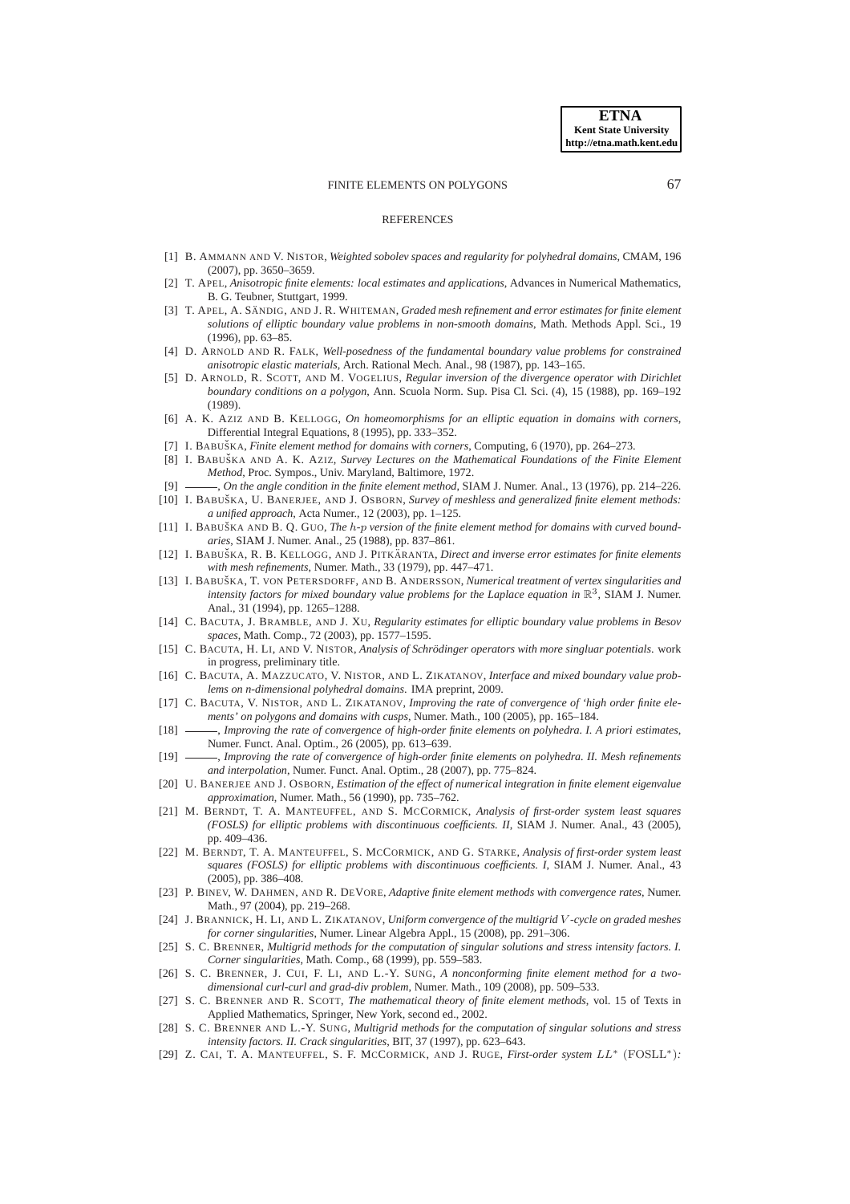## REFERENCES

[1] B. AMMANN AND V. NISTOR, *Weighted sobolev spaces and regularity for polyhedral domains*, CMAM, 196 (2007), pp. 3650–3659.

[2] T. APEL, *Anisotropic finite elements: local estimates and applications*, Advances in Numerical Mathematics, B. G. Teubner, Stuttgart, 1999.

[3] T. APEL, A. SÄNDIG, AND J. R. WHITEMAN, *Graded mesh refinement and error estimates for finite element solutions of elliptic boundary value problems in non-smooth domains*, Math. Methods Appl. Sci., 19 (1996), pp. 63–85.

[4] D. ARNOLD AND R. FALK, *Well-posedness of the fundamental boundary value problems for constrained anisotropic elastic materials*, Arch. Rational Mech. Anal., 98 (1987), pp. 143–165.

[5] D. ARNOLD, R. SCOTT, AND M. VOGELIUS, *Regular inversion of the divergence operator with Dirichlet boundary conditions on a polygon*, Ann. Scuola Norm. Sup. Pisa Cl. Sci. (4), 15 (1988), pp. 169–192 (1989).

[6] A. K. AZIZ AND B. KELLOGG, *On homeomorphisms for an elliptic equation in domains with corners*, Differential Integral Equations, 8 (1995), pp. 333–352.

[7] I. BABUŠKA, *Finite element method for domains with corners*, Computing, 6 (1970), pp. 264–273.

[8] I. BABUŠKA AND A. K. AZIZ, *Survey Lectures on the Mathematical Foundations of the Finite Element Method*, Proc. Sympos., Univ. Maryland, Baltimore, 1972.

[9] ———, *On the angle condition in the finite element method*, SIAM J. Numer. Anal., 13 (1976), pp. 214–226.

[10] I. BABUŠKA, U. BANERJEE, AND J. OSBORN, *Survey of meshless and generalized finite element methods: a unified approach*, Acta Numer., 12 (2003), pp. 1–125.

[11] I. BABUŠKA AND B. Q. GUO, *The $h$-$p$ version of the finite element method for domains with curved boundaries*, SIAM J. Numer. Anal., 25 (1988), pp. 837–861.

[12] I. BABUŠKA, R. B. KELLOGG, AND J. PITKÄRANTA, *Direct and inverse error estimates for finite elements with mesh refinements*, Numer. Math., 33 (1979), pp. 447–471.

[13] I. BABUŠKA, T. VON PETERSDORFF, AND B. ANDERSSON, *Numerical treatment of vertex singularities and intensity factors for mixed boundary value problems for the Laplace equation in $\mathbb{R}^3$*, SIAM J. Numer. Anal., 31 (1994), pp. 1265–1288.

[14] C. BACUTA, J. BRAMBLE, AND J. XU, *Regularity estimates for elliptic boundary value problems in Besov spaces*, Math. Comp., 72 (2003), pp. 1577–1595.

[15] C. BACUTA, H. LI, AND V. NISTOR, *Analysis of Schrödinger operators with more singluar potentials*. work in progress, preliminary title.

[16] C. BACUTA, A. MAZZUCATO, V. NISTOR, AND L. ZIKATANOV, *Interface and mixed boundary value problems on n-dimensional polyhedral domains*. IMA preprint, 2009.

[17] C. BACUTA, V. NISTOR, AND L. ZIKATANOV, *Improving the rate of convergence of 'high order finite elements' on polygons and domains with cusps*, Numer. Math., 100 (2005), pp. 165–184.

[18] ———, *Improving the rate of convergence of high-order finite elements on polyhedra. I. A priori estimates*, Numer. Funct. Anal. Optim., 26 (2005), pp. 613–639.

[19] ———, *Improving the rate of convergence of high-order finite elements on polyhedra. II. Mesh refinements and interpolation*, Numer. Funct. Anal. Optim., 28 (2007), pp. 775–824.

[20] U. BANERJEE AND J. OSBORN, *Estimation of the effect of numerical integration in finite element eigenvalue approximation*, Numer. Math., 56 (1990), pp. 735–762.

[21] M. BERNDT, T. A. MANTEUFFEL, AND S. MCCORMICK, *Analysis of first-order system least squares (FOSLS) for elliptic problems with discontinuous coefficients. II*, SIAM J. Numer. Anal., 43 (2005), pp. 409–436.

[22] M. BERNDT, T. A. MANTEUFFEL, S. MCCORMICK, AND G. STARKE, *Analysis of first-order system least squares (FOSLS) for elliptic problems with discontinuous coefficients. I*, SIAM J. Numer. Anal., 43 (2005), pp. 386–408.

[23] P. BINEV, W. DAHMEN, AND R. DEVORE, *Adaptive finite element methods with convergence rates*, Numer. Math., 97 (2004), pp. 219–268.

[24] J. BRANNICK, H. LI, AND L. ZIKATANOV, *Uniform convergence of the multigrid $V$-cycle on graded meshes for corner singularities*, Numer. Linear Algebra Appl., 15 (2008), pp. 291–306.

[25] S. C. BRENNER, *Multigrid methods for the computation of singular solutions and stress intensity factors. I. Corner singularities*, Math. Comp., 68 (1999), pp. 559–583.

[26] S. C. BRENNER, J. CUI, F. LI, AND L.-Y. SUNG, *A nonconforming finite element method for a two-dimensional curl-curl and grad-div problem*, Numer. Math., 109 (2008), pp. 509–533.

[27] S. C. BRENNER AND R. SCOTT, *The mathematical theory of finite element methods*, vol. 15 of Texts in Applied Mathematics, Springer, New York, second ed., 2002.

[28] S. C. BRENNER AND L.-Y. SUNG, *Multigrid methods for the computation of singular solutions and stress intensity factors. II. Crack singularities*, BIT, 37 (1997), pp. 623–643.

[29] Z. CAI, T. A. MANTEUFFEL, S. F. MCCORMICK, AND J. RUGE, *First-order system $LL^*$ (FOSLL$^*$):*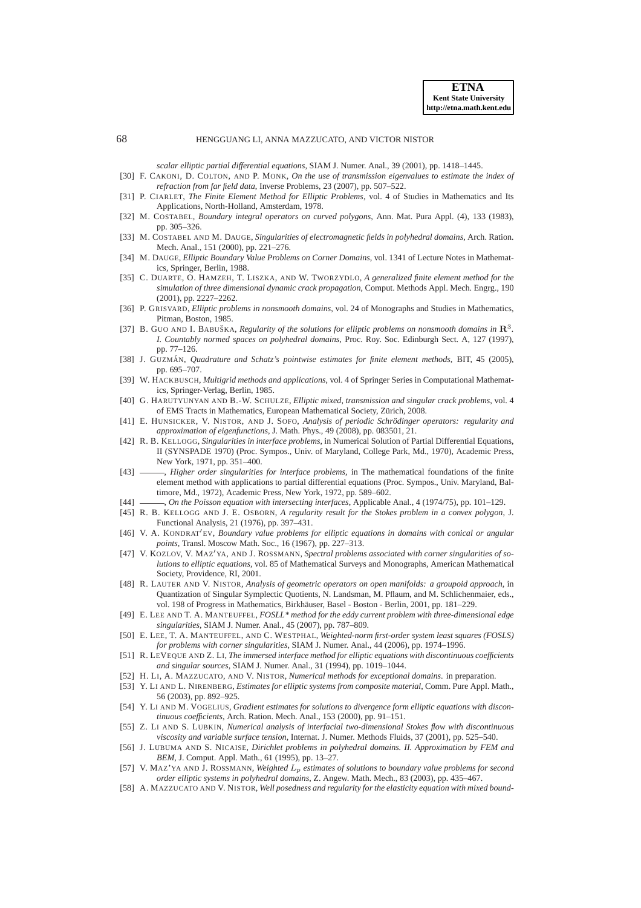*scalar elliptic partial differential equations*, SIAM J. Numer. Anal., 39 (2001), pp. 1418–1445.

[30] F. Cakoni, D. Colton, and P. Monk, *On the use of transmission eigenvalues to estimate the index of refraction from far field data*, Inverse Problems, 23 (2007), pp. 507–522.

[31] P. Ciarlet, *The Finite Element Method for Elliptic Problems*, vol. 4 of Studies in Mathematics and Its Applications, North-Holland, Amsterdam, 1978.

[32] M. Costabel, *Boundary integral operators on curved polygons*, Ann. Mat. Pura Appl. (4), 133 (1983), pp. 305–326.

[33] M. Costabel and M. Dauge, *Singularities of electromagnetic fields in polyhedral domains*, Arch. Ration. Mech. Anal., 151 (2000), pp. 221–276.

[34] M. Dauge, *Elliptic Boundary Value Problems on Corner Domains*, vol. 1341 of Lecture Notes in Mathematics, Springer, Berlin, 1988.

[35] C. Duarte, O. Hamzeh, T. Liszka, and W. Tworzydlo, *A generalized finite element method for the simulation of three dimensional dynamic crack propagation*, Comput. Methods Appl. Mech. Engrg., 190 (2001), pp. 2227–2262.

[36] P. Grisvard, *Elliptic problems in nonsmooth domains*, vol. 24 of Monographs and Studies in Mathematics, Pitman, Boston, 1985.

[37] B. Guo and I. Babuška, *Regularity of the solutions for elliptic problems on nonsmooth domains in $\mathbf{R}^3$. I. Countably normed spaces on polyhedral domains*, Proc. Roy. Soc. Edinburgh Sect. A, 127 (1997), pp. 77–126.

[38] J. Guzmán, *Quadrature and Schatz's pointwise estimates for finite element methods*, BIT, 45 (2005), pp. 695–707.

[39] W. Hackbusch, *Multigrid methods and applications*, vol. 4 of Springer Series in Computational Mathematics, Springer-Verlag, Berlin, 1985.

[40] G. Harutyunyan and B.-W. Schulze, *Elliptic mixed, transmission and singular crack problems*, vol. 4 of EMS Tracts in Mathematics, European Mathematical Society, Zürich, 2008.

[41] E. Hunsicker, V. Nistor, and J. Sofo, *Analysis of periodic Schrödinger operators: regularity and approximation of eigenfunctions*, J. Math. Phys., 49 (2008), pp. 083501, 21.

[42] R. B. Kellogg, *Singularities in interface problems*, in Numerical Solution of Partial Differential Equations, II (SYNSPADE 1970) (Proc. Sympos., Univ. of Maryland, College Park, Md., 1970), Academic Press, New York, 1971, pp. 351–400.

[43] ———, *Higher order singularities for interface problems*, in The mathematical foundations of the finite element method with applications to partial differential equations (Proc. Sympos., Univ. Maryland, Baltimore, Md., 1972), Academic Press, New York, 1972, pp. 589–602.

[44] ———, *On the Poisson equation with intersecting interfaces*, Applicable Anal., 4 (1974/75), pp. 101–129.

[45] R. B. Kellogg and J. E. Osborn, *A regularity result for the Stokes problem in a convex polygon*, J. Functional Analysis, 21 (1976), pp. 397–431.

[46] V. A. Kondrat′ev, *Boundary value problems for elliptic equations in domains with conical or angular points*, Transl. Moscow Math. Soc., 16 (1967), pp. 227–313.

[47] V. Kozlov, V. Maz′ya, and J. Rossmann, *Spectral problems associated with corner singularities of solutions to elliptic equations*, vol. 85 of Mathematical Surveys and Monographs, American Mathematical Society, Providence, RI, 2001.

[48] R. Lauter and V. Nistor, *Analysis of geometric operators on open manifolds: a groupoid approach*, in Quantization of Singular Symplectic Quotients, N. Landsman, M. Pflaum, and M. Schlichenmaier, eds., vol. 198 of Progress in Mathematics, Birkhäuser, Basel - Boston - Berlin, 2001, pp. 181–229.

[49] E. Lee and T. A. Manteuffel, *FOSLL* method for the eddy current problem with three-dimensional edge singularities*, SIAM J. Numer. Anal., 45 (2007), pp. 787–809.

[50] E. Lee, T. A. Manteuffel, and C. Westphal, *Weighted-norm first-order system least squares (FOSLS) for problems with corner singularities*, SIAM J. Numer. Anal., 44 (2006), pp. 1974–1996.

[51] R. LeVeque and Z. Li, *The immersed interface method for elliptic equations with discontinuous coefficients and singular sources*, SIAM J. Numer. Anal., 31 (1994), pp. 1019–1044.

[52] H. Li, A. Mazzucato, and V. Nistor, *Numerical methods for exceptional domains*. in preparation.

[53] Y. Li and L. Nirenberg, *Estimates for elliptic systems from composite material*, Comm. Pure Appl. Math., 56 (2003), pp. 892–925.

[54] Y. Li and M. Vogelius, *Gradient estimates for solutions to divergence form elliptic equations with discontinuous coefficients*, Arch. Ration. Mech. Anal., 153 (2000), pp. 91–151.

[55] Z. Li and S. Lubkin, *Numerical analysis of interfacial two-dimensional Stokes flow with discontinuous viscosity and variable surface tension*, Internat. J. Numer. Methods Fluids, 37 (2001), pp. 525–540.

[56] J. Lubuma and S. Nicaise, *Dirichlet problems in polyhedral domains. II. Approximation by FEM and BEM*, J. Comput. Appl. Math., 61 (1995), pp. 13–27.

[57] V. Maz'ya and J. Rossmann, *Weighted $L_p$ estimates of solutions to boundary value problems for second order elliptic systems in polyhedral domains*, Z. Angew. Math. Mech., 83 (2003), pp. 435–467.

[58] A. Mazzucato and V. Nistor, *Well posedness and regularity for the elasticity equation with mixed bound-*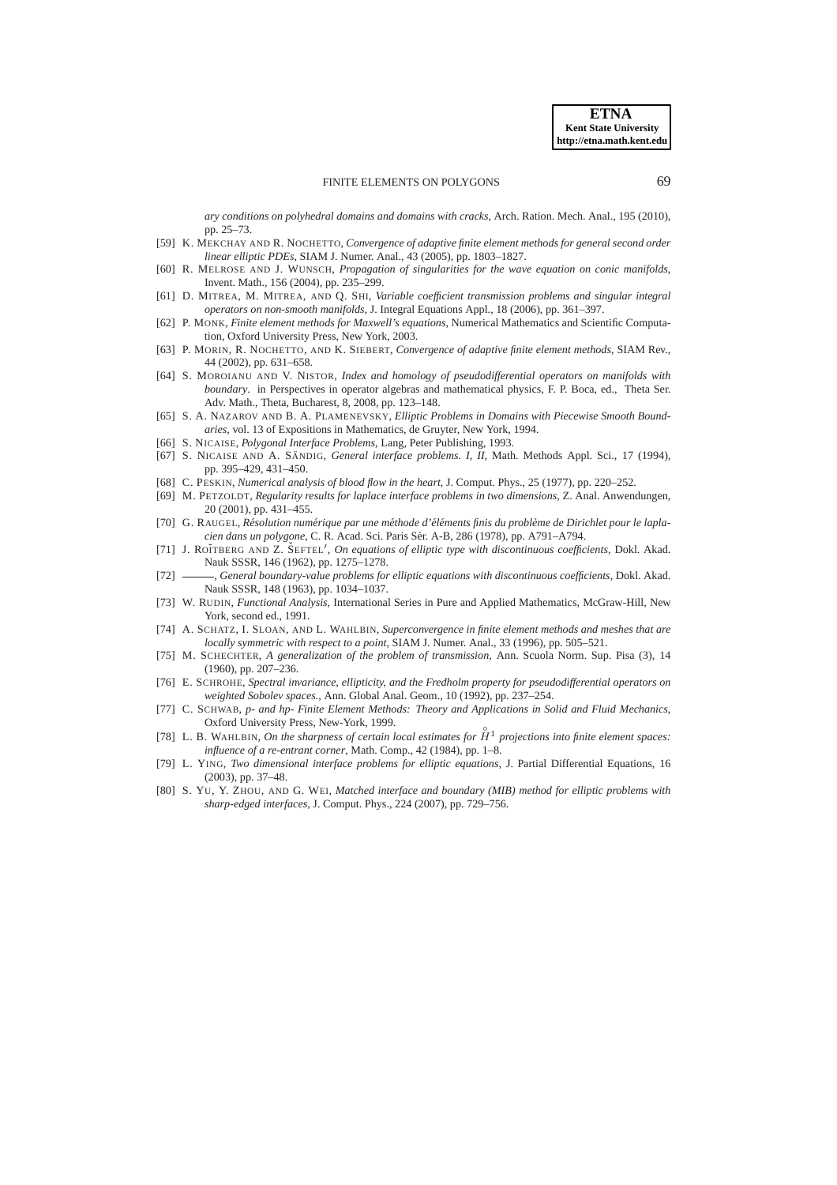*ary conditions on polyhedral domains and domains with cracks*, Arch. Ration. Mech. Anal., 195 (2010), pp. 25–73.

[59] K. Mekchay and R. Nochetto, *Convergence of adaptive finite element methods for general second order linear elliptic PDEs*, SIAM J. Numer. Anal., 43 (2005), pp. 1803–1827.

[60] R. Melrose and J. Wunsch, *Propagation of singularities for the wave equation on conic manifolds*, Invent. Math., 156 (2004), pp. 235–299.

[61] D. Mitrea, M. Mitrea, and Q. Shi, *Variable coefficient transmission problems and singular integral operators on non-smooth manifolds*, J. Integral Equations Appl., 18 (2006), pp. 361–397.

[62] P. Monk, *Finite element methods for Maxwell's equations*, Numerical Mathematics and Scientific Computation, Oxford University Press, New York, 2003.

[63] P. Morin, R. Nochetto, and K. Siebert, *Convergence of adaptive finite element methods*, SIAM Rev., 44 (2002), pp. 631–658.

[64] S. Moroianu and V. Nistor, *Index and homology of pseudodifferential operators on manifolds with boundary*. in Perspectives in operator algebras and mathematical physics, F. P. Boca, ed., Theta Ser. Adv. Math., Theta, Bucharest, 8, 2008, pp. 123–148.

[65] S. A. Nazarov and B. A. Plamenevsky, *Elliptic Problems in Domains with Piecewise Smooth Boundaries*, vol. 13 of Expositions in Mathematics, de Gruyter, New York, 1994.

[66] S. Nicaise, *Polygonal Interface Problems*, Lang, Peter Publishing, 1993.

[67] S. Nicaise and A. Sändig, *General interface problems. I, II*, Math. Methods Appl. Sci., 17 (1994), pp. 395–429, 431–450.

[68] C. Peskin, *Numerical analysis of blood flow in the heart*, J. Comput. Phys., 25 (1977), pp. 220–252.

[69] M. Petzoldt, *Regularity results for laplace interface problems in two dimensions*, Z. Anal. Anwendungen, 20 (2001), pp. 431–455.

[70] G. Raugel, *Résolution numérique par une méthode d'éléments finis du problème de Dirichlet pour le laplacien dans un polygone*, C. R. Acad. Sci. Paris Sér. A-B, 286 (1978), pp. A791–A794.

[71] J. Roĭtberg and Z. Šeftel′, *On equations of elliptic type with discontinuous coefficients*, Dokl. Akad. Nauk SSSR, 146 (1962), pp. 1275–1278.

[72] ———, *General boundary-value problems for elliptic equations with discontinuous coefficients*, Dokl. Akad. Nauk SSSR, 148 (1963), pp. 1034–1037.

[73] W. Rudin, *Functional Analysis*, International Series in Pure and Applied Mathematics, McGraw-Hill, New York, second ed., 1991.

[74] A. Schatz, I. Sloan, and L. Wahlbin, *Superconvergence in finite element methods and meshes that are locally symmetric with respect to a point*, SIAM J. Numer. Anal., 33 (1996), pp. 505–521.

[75] M. Schechter, *A generalization of the problem of transmission*, Ann. Scuola Norm. Sup. Pisa (3), 14 (1960), pp. 207–236.

[76] E. Schrohe, *Spectral invariance, ellipticity, and the Fredholm property for pseudodifferential operators on weighted Sobolev spaces.*, Ann. Global Anal. Geom., 10 (1992), pp. 237–254.

[77] C. Schwab, *p- and hp- Finite Element Methods: Theory and Applications in Solid and Fluid Mechanics*, Oxford University Press, New-York, 1999.

[78] L. B. Wahlbin, *On the sharpness of certain local estimates for $\overset{\circ}{H}{}^1$ projections into finite element spaces: influence of a re-entrant corner*, Math. Comp., 42 (1984), pp. 1–8.

[79] L. Ying, *Two dimensional interface problems for elliptic equations*, J. Partial Differential Equations, 16 (2003), pp. 37–48.

[80] S. Yu, Y. Zhou, and G. Wei, *Matched interface and boundary (MIB) method for elliptic problems with sharp-edged interfaces*, J. Comput. Phys., 224 (2007), pp. 729–756.